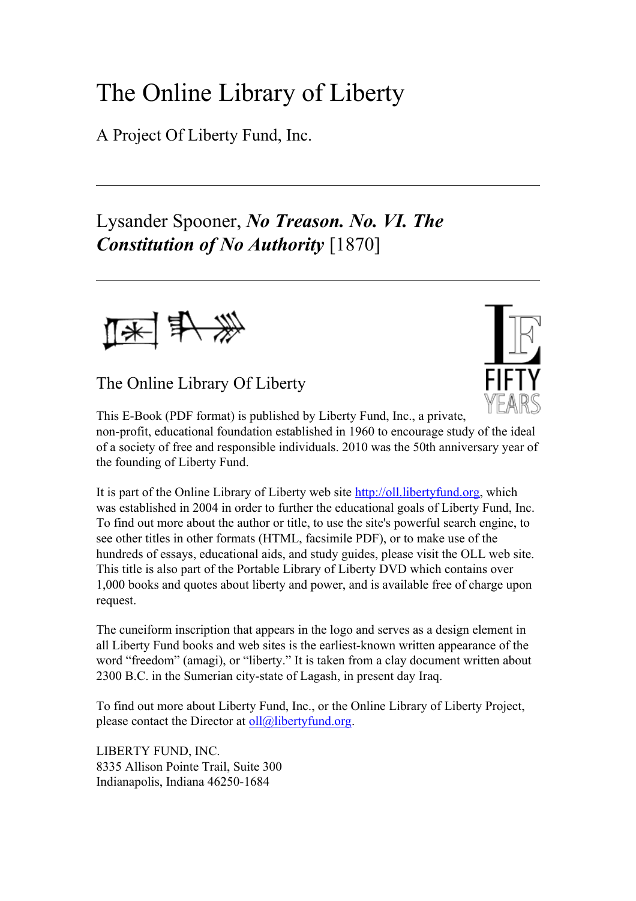# The Online Library of Liberty

A Project Of Liberty Fund, Inc.

---

## Lysander Spooner, ***No Treason. No. VI. The Constitution of No Authority*** [1870]

---

### The Online Library Of Liberty

This E-Book (PDF format) is published by Liberty Fund, Inc., a private, non-profit, educational foundation established in 1960 to encourage study of the ideal of a society of free and responsible individuals. 2010 was the 50th anniversary year of the founding of Liberty Fund.

It is part of the Online Library of Liberty web site http://oll.libertyfund.org, which was established in 2004 in order to further the educational goals of Liberty Fund, Inc. To find out more about the author or title, to use the site's powerful search engine, to see other titles in other formats (HTML, facsimile PDF), or to make use of the hundreds of essays, educational aids, and study guides, please visit the OLL web site. This title is also part of the Portable Library of Liberty DVD which contains over 1,000 books and quotes about liberty and power, and is available free of charge upon request.

The cuneiform inscription that appears in the logo and serves as a design element in all Liberty Fund books and web sites is the earliest-known written appearance of the word "freedom" (amagi), or "liberty." It is taken from a clay document written about 2300 B.C. in the Sumerian city-state of Lagash, in present day Iraq.

To find out more about Liberty Fund, Inc., or the Online Library of Liberty Project, please contact the Director at oll@libertyfund.org.

LIBERTY FUND, INC.
8335 Allison Pointe Trail, Suite 300
Indianapolis, Indiana 46250-1684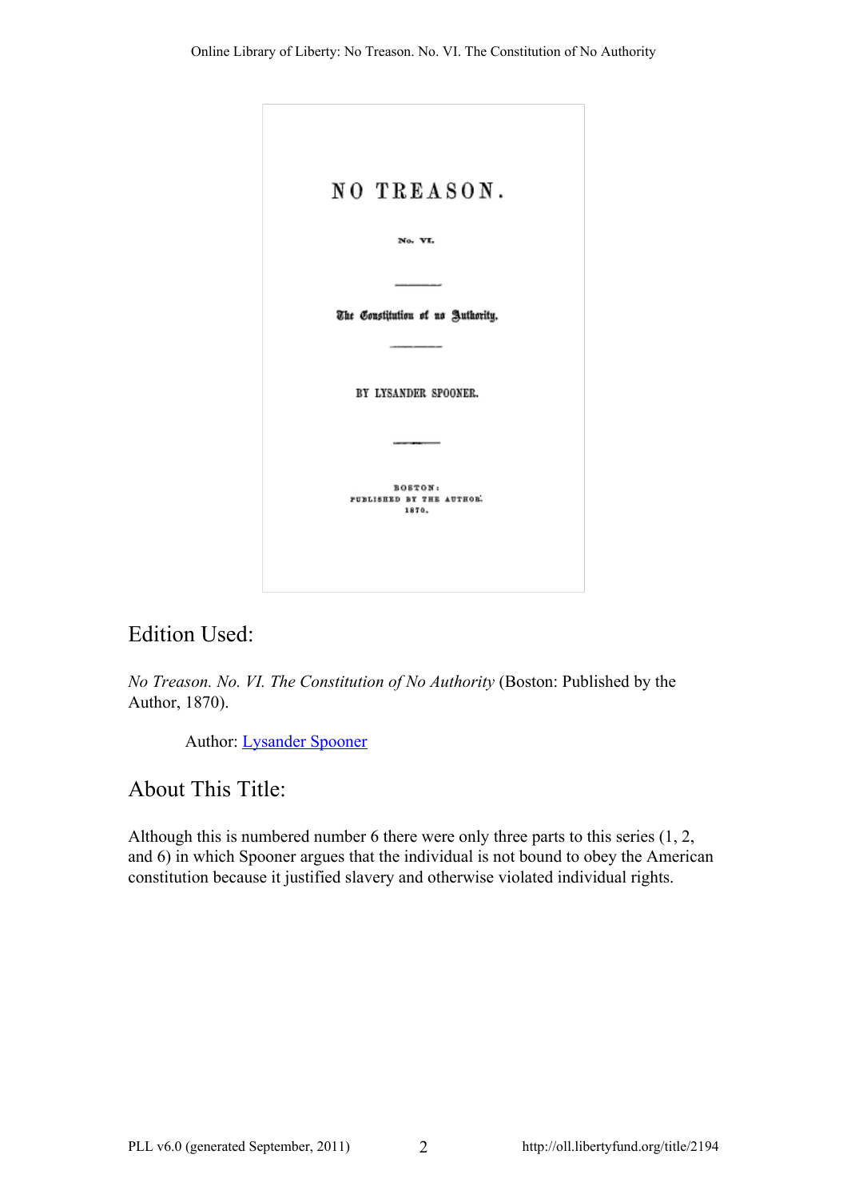NO TREASON.

No. VI.

The Constitution of no Authority.

BY LYSANDER SPOONER.

BOSTON:
PUBLISHED BY THE AUTHOR.
1870.

## Edition Used:

*No Treason. No. VI. The Constitution of No Authority* (Boston: Published by the Author, 1870).

Author: Lysander Spooner

## About This Title:

Although this is numbered number 6 there were only three parts to this series (1, 2, and 6) in which Spooner argues that the individual is not bound to obey the American constitution because it justified slavery and otherwise violated individual rights.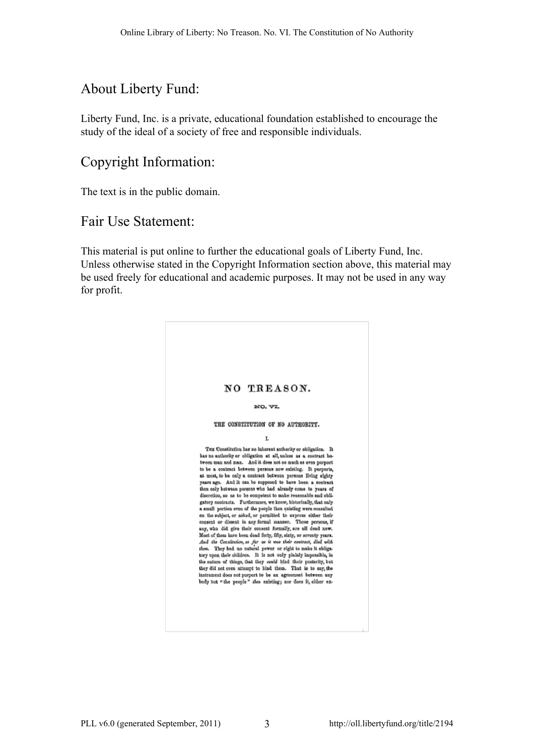## About Liberty Fund:

Liberty Fund, Inc. is a private, educational foundation established to encourage the study of the ideal of a society of free and responsible individuals.

## Copyright Information:

The text is in the public domain.

## Fair Use Statement:

This material is put online to further the educational goals of Liberty Fund, Inc. Unless otherwise stated in the Copyright Information section above, this material may be used freely for educational and academic purposes. It may not be used in any way for profit.

# NO TREASON.

## NO. VI.

### THE CONSTITUTION OF NO AUTHORITY.

I.

The Constitution has no inherent authority or obligation. It has no authority or obligation at all, unless as a contract between man and man. And it does not so much as even purport to be a contract between persons now existing. It purports, at most, to be only a contract between persons living eighty years ago. And it can be supposed to have been a contract then only between persons who had already come to years of discretion, so as to be competent to make reasonable and obligatory contracts. Furthermore, we know, historically, that only a small portion even of the people then existing were consulted on the subject, or asked, or permitted to express either their consent or dissent in any formal manner. Those persons, if any, who did give their consent formally, are all dead now. Most of them have been dead forty, fifty, sixty, or seventy years. *And the Constitution, so far as it was their contract, died with them.* They had no natural power or right to make it obligatory upon their children. It is not only plainly impossible, in the nature of things, that they *could* bind their posterity, but they did not even attempt to bind them. That is to say, the instrument does not purport to be an agreement between any body but "the people" *then* existing; nor does it, either ex-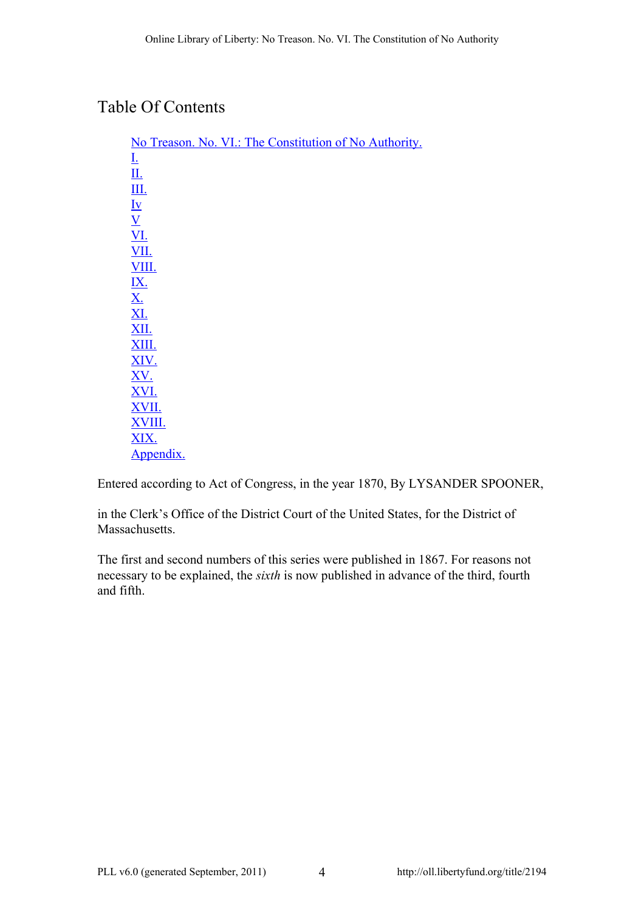## Table Of Contents

- No Treason. No. VI.: The Constitution of No Authority.
- I.
- II.
- III.
- Iv
- V
- VI.
- VII.
- VIII.
- IX.
- X.
- XI.
- XII.
- XIII.
- XIV.
- XV.
- XVI.
- XVII.
- XVIII.
- XIX.
- Appendix.

Entered according to Act of Congress, in the year 1870, By LYSANDER SPOONER,

in the Clerk's Office of the District Court of the United States, for the District of Massachusetts.

The first and second numbers of this series were published in 1867. For reasons not necessary to be explained, the *sixth* is now published in advance of the third, fourth and fifth.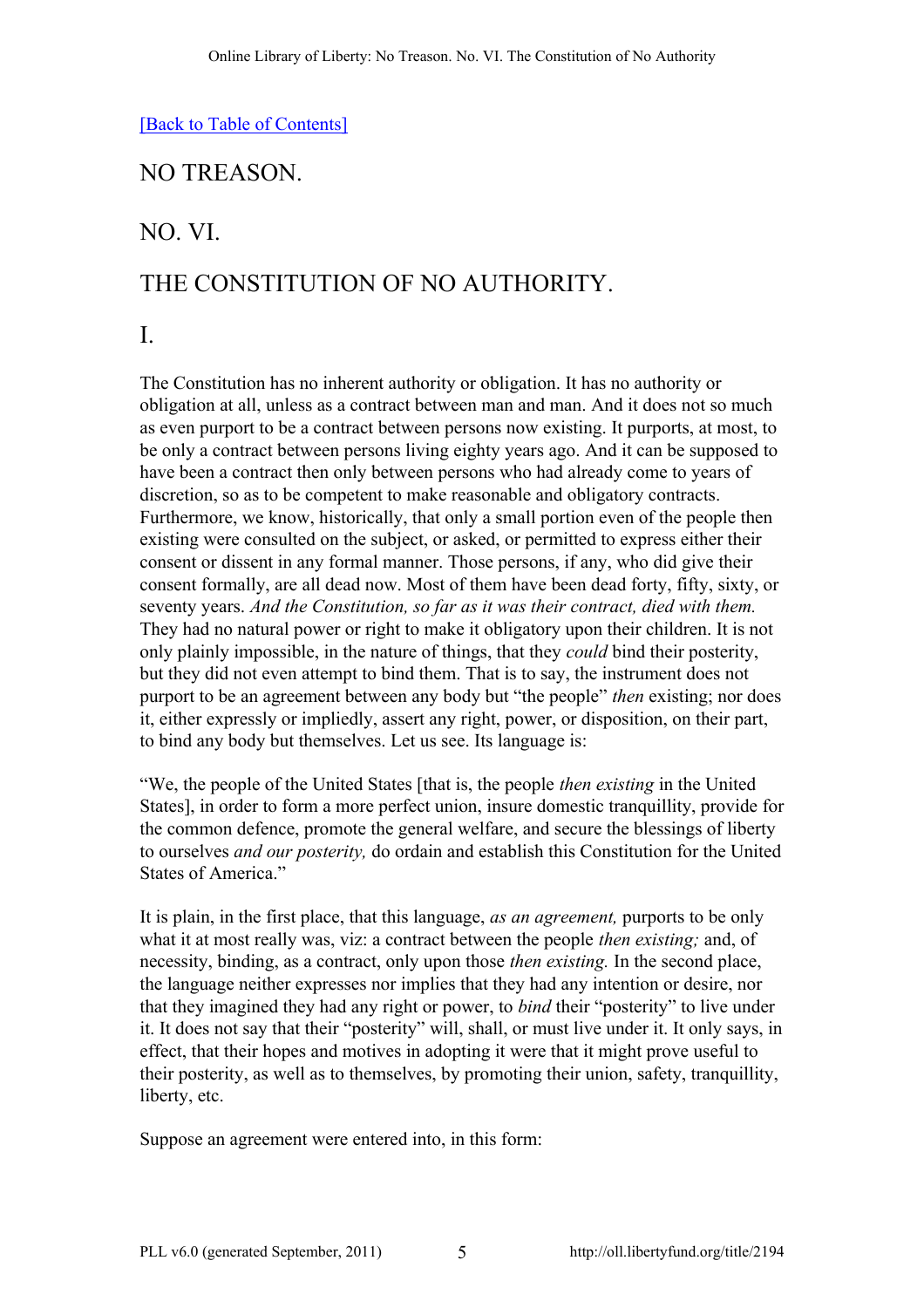[Back to Table of Contents]

# NO TREASON.

## NO. VI.

## THE CONSTITUTION OF NO AUTHORITY.

### I.

The Constitution has no inherent authority or obligation. It has no authority or obligation at all, unless as a contract between man and man. And it does not so much as even purport to be a contract between persons now existing. It purports, at most, to be only a contract between persons living eighty years ago. And it can be supposed to have been a contract then only between persons who had already come to years of discretion, so as to be competent to make reasonable and obligatory contracts. Furthermore, we know, historically, that only a small portion even of the people then existing were consulted on the subject, or asked, or permitted to express either their consent or dissent in any formal manner. Those persons, if any, who did give their consent formally, are all dead now. Most of them have been dead forty, fifty, sixty, or seventy years. *And the Constitution, so far as it was their contract, died with them.* They had no natural power or right to make it obligatory upon their children. It is not only plainly impossible, in the nature of things, that they *could* bind their posterity, but they did not even attempt to bind them. That is to say, the instrument does not purport to be an agreement between any body but "the people" *then* existing; nor does it, either expressly or impliedly, assert any right, power, or disposition, on their part, to bind any body but themselves. Let us see. Its language is:

"We, the people of the United States [that is, the people *then existing* in the United States], in order to form a more perfect union, insure domestic tranquillity, provide for the common defence, promote the general welfare, and secure the blessings of liberty to ourselves *and our posterity,* do ordain and establish this Constitution for the United States of America."

It is plain, in the first place, that this language, *as an agreement,* purports to be only what it at most really was, viz: a contract between the people *then existing;* and, of necessity, binding, as a contract, only upon those *then existing.* In the second place, the language neither expresses nor implies that they had any intention or desire, nor that they imagined they had any right or power, to *bind* their "posterity" to live under it. It does not say that their "posterity" will, shall, or must live under it. It only says, in effect, that their hopes and motives in adopting it were that it might prove useful to their posterity, as well as to themselves, by promoting their union, safety, tranquillity, liberty, etc.

Suppose an agreement were entered into, in this form: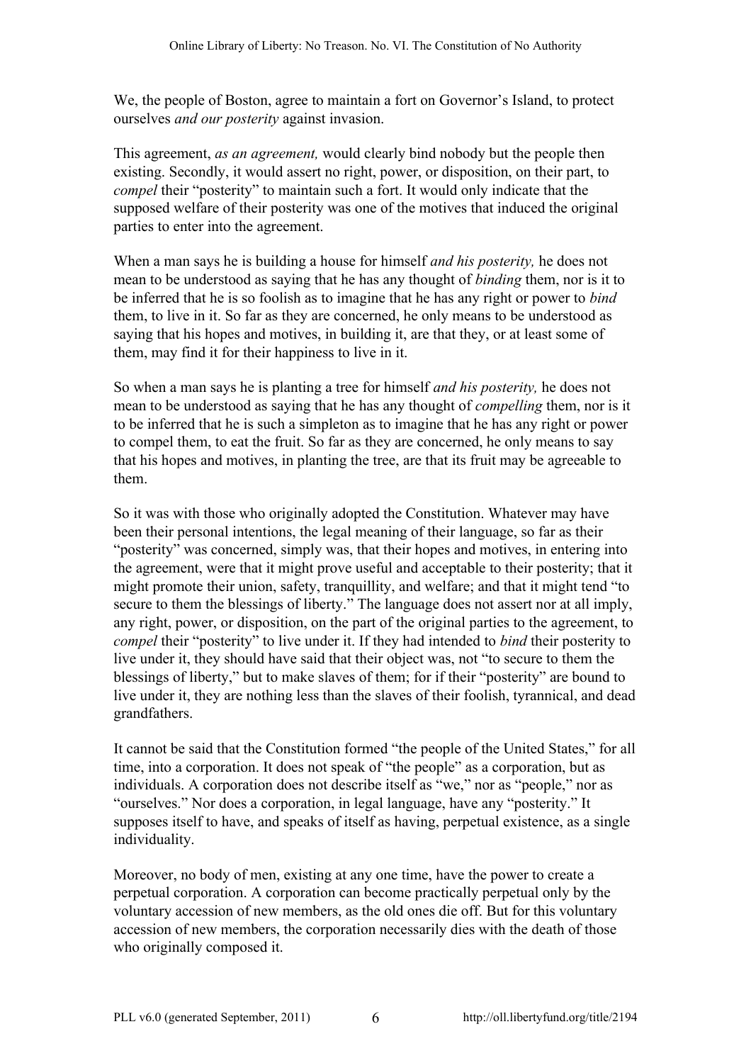We, the people of Boston, agree to maintain a fort on Governor's Island, to protect ourselves *and our posterity* against invasion.

This agreement, *as an agreement,* would clearly bind nobody but the people then existing. Secondly, it would assert no right, power, or disposition, on their part, to *compel* their "posterity" to maintain such a fort. It would only indicate that the supposed welfare of their posterity was one of the motives that induced the original parties to enter into the agreement.

When a man says he is building a house for himself *and his posterity,* he does not mean to be understood as saying that he has any thought of *binding* them, nor is it to be inferred that he is so foolish as to imagine that he has any right or power to *bind* them, to live in it. So far as they are concerned, he only means to be understood as saying that his hopes and motives, in building it, are that they, or at least some of them, may find it for their happiness to live in it.

So when a man says he is planting a tree for himself *and his posterity,* he does not mean to be understood as saying that he has any thought of *compelling* them, nor is it to be inferred that he is such a simpleton as to imagine that he has any right or power to compel them, to eat the fruit. So far as they are concerned, he only means to say that his hopes and motives, in planting the tree, are that its fruit may be agreeable to them.

So it was with those who originally adopted the Constitution. Whatever may have been their personal intentions, the legal meaning of their language, so far as their "posterity" was concerned, simply was, that their hopes and motives, in entering into the agreement, were that it might prove useful and acceptable to their posterity; that it might promote their union, safety, tranquillity, and welfare; and that it might tend "to secure to them the blessings of liberty." The language does not assert nor at all imply, any right, power, or disposition, on the part of the original parties to the agreement, to *compel* their "posterity" to live under it. If they had intended to *bind* their posterity to live under it, they should have said that their object was, not "to secure to them the blessings of liberty," but to make slaves of them; for if their "posterity" are bound to live under it, they are nothing less than the slaves of their foolish, tyrannical, and dead grandfathers.

It cannot be said that the Constitution formed "the people of the United States," for all time, into a corporation. It does not speak of "the people" as a corporation, but as individuals. A corporation does not describe itself as "we," nor as "people," nor as "ourselves." Nor does a corporation, in legal language, have any "posterity." It supposes itself to have, and speaks of itself as having, perpetual existence, as a single individuality.

Moreover, no body of men, existing at any one time, have the power to create a perpetual corporation. A corporation can become practically perpetual only by the voluntary accession of new members, as the old ones die off. But for this voluntary accession of new members, the corporation necessarily dies with the death of those who originally composed it.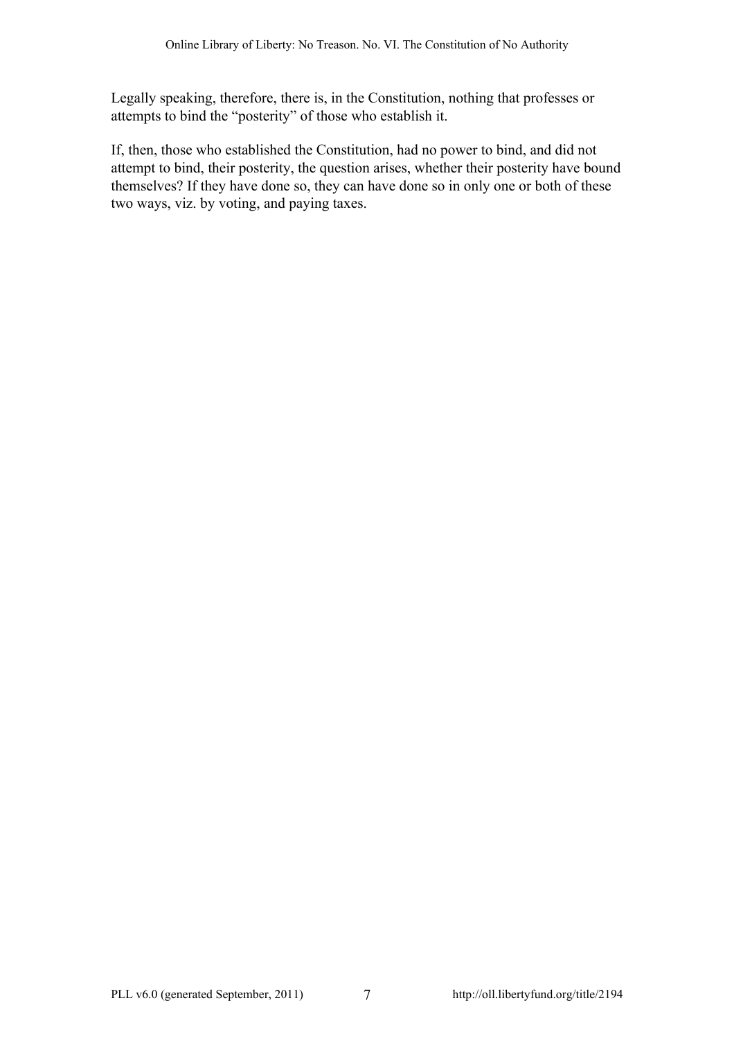Legally speaking, therefore, there is, in the Constitution, nothing that professes or attempts to bind the "posterity" of those who establish it.

If, then, those who established the Constitution, had no power to bind, and did not attempt to bind, their posterity, the question arises, whether their posterity have bound themselves? If they have done so, they can have done so in only one or both of these two ways, viz. by voting, and paying taxes.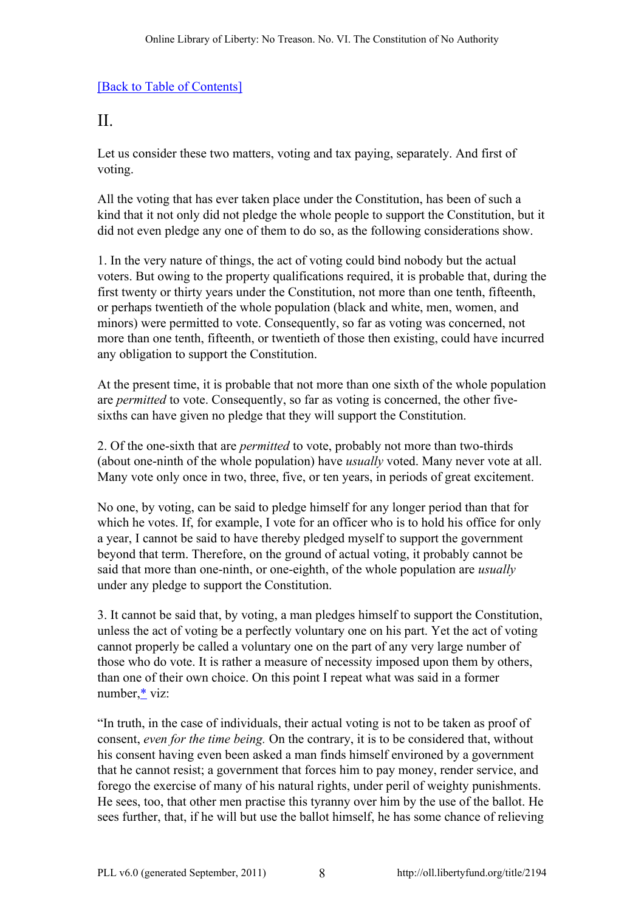[Back to Table of Contents]

## II.

Let us consider these two matters, voting and tax paying, separately. And first of voting.

All the voting that has ever taken place under the Constitution, has been of such a kind that it not only did not pledge the whole people to support the Constitution, but it did not even pledge any one of them to do so, as the following considerations show.

1. In the very nature of things, the act of voting could bind nobody but the actual voters. But owing to the property qualifications required, it is probable that, during the first twenty or thirty years under the Constitution, not more than one tenth, fifteenth, or perhaps twentieth of the whole population (black and white, men, women, and minors) were permitted to vote. Consequently, so far as voting was concerned, not more than one tenth, fifteenth, or twentieth of those then existing, could have incurred any obligation to support the Constitution.

At the present time, it is probable that not more than one sixth of the whole population are *permitted* to vote. Consequently, so far as voting is concerned, the other five-sixths can have given no pledge that they will support the Constitution.

2. Of the one-sixth that are *permitted* to vote, probably not more than two-thirds (about one-ninth of the whole population) have *usually* voted. Many never vote at all. Many vote only once in two, three, five, or ten years, in periods of great excitement.

No one, by voting, can be said to pledge himself for any longer period than that for which he votes. If, for example, I vote for an officer who is to hold his office for only a year, I cannot be said to have thereby pledged myself to support the government beyond that term. Therefore, on the ground of actual voting, it probably cannot be said that more than one-ninth, or one-eighth, of the whole population are *usually* under any pledge to support the Constitution.

3. It cannot be said that, by voting, a man pledges himself to support the Constitution, unless the act of voting be a perfectly voluntary one on his part. Yet the act of voting cannot properly be called a voluntary one on the part of any very large number of those who do vote. It is rather a measure of necessity imposed upon them by others, than one of their own choice. On this point I repeat what was said in a former number,* viz:

"In truth, in the case of individuals, their actual voting is not to be taken as proof of consent, *even for the time being.* On the contrary, it is to be considered that, without his consent having even been asked a man finds himself environed by a government that he cannot resist; a government that forces him to pay money, render service, and forego the exercise of many of his natural rights, under peril of weighty punishments. He sees, too, that other men practise this tyranny over him by the use of the ballot. He sees further, that, if he will but use the ballot himself, he has some chance of relieving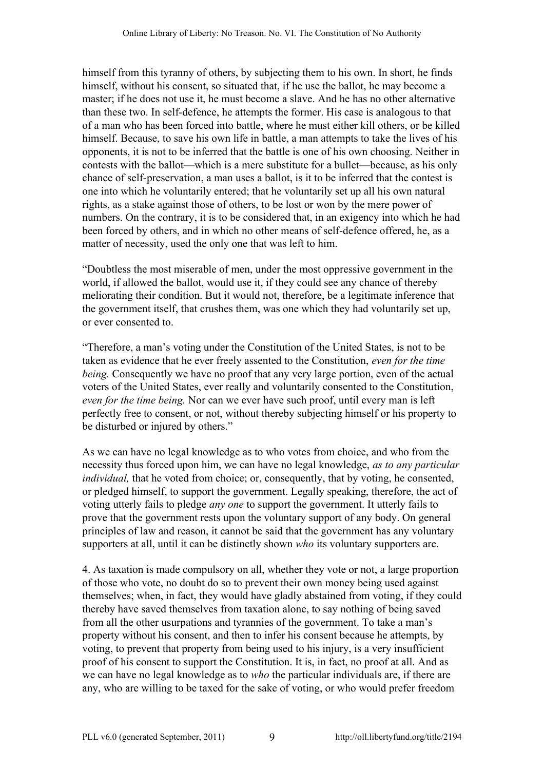himself from this tyranny of others, by subjecting them to his own. In short, he finds himself, without his consent, so situated that, if he use the ballot, he may become a master; if he does not use it, he must become a slave. And he has no other alternative than these two. In self-defence, he attempts the former. His case is analogous to that of a man who has been forced into battle, where he must either kill others, or be killed himself. Because, to save his own life in battle, a man attempts to take the lives of his opponents, it is not to be inferred that the battle is one of his own choosing. Neither in contests with the ballot—which is a mere substitute for a bullet—because, as his only chance of self-preservation, a man uses a ballot, is it to be inferred that the contest is one into which he voluntarily entered; that he voluntarily set up all his own natural rights, as a stake against those of others, to be lost or won by the mere power of numbers. On the contrary, it is to be considered that, in an exigency into which he had been forced by others, and in which no other means of self-defence offered, he, as a matter of necessity, used the only one that was left to him.

"Doubtless the most miserable of men, under the most oppressive government in the world, if allowed the ballot, would use it, if they could see any chance of thereby meliorating their condition. But it would not, therefore, be a legitimate inference that the government itself, that crushes them, was one which they had voluntarily set up, or ever consented to.

"Therefore, a man's voting under the Constitution of the United States, is not to be taken as evidence that he ever freely assented to the Constitution, *even for the time being.* Consequently we have no proof that any very large portion, even of the actual voters of the United States, ever really and voluntarily consented to the Constitution, *even for the time being.* Nor can we ever have such proof, until every man is left perfectly free to consent, or not, without thereby subjecting himself or his property to be disturbed or injured by others."

As we can have no legal knowledge as to who votes from choice, and who from the necessity thus forced upon him, we can have no legal knowledge, *as to any particular individual,* that he voted from choice; or, consequently, that by voting, he consented, or pledged himself, to support the government. Legally speaking, therefore, the act of voting utterly fails to pledge *any one* to support the government. It utterly fails to prove that the government rests upon the voluntary support of any body. On general principles of law and reason, it cannot be said that the government has any voluntary supporters at all, until it can be distinctly shown *who* its voluntary supporters are.

4. As taxation is made compulsory on all, whether they vote or not, a large proportion of those who vote, no doubt do so to prevent their own money being used against themselves; when, in fact, they would have gladly abstained from voting, if they could thereby have saved themselves from taxation alone, to say nothing of being saved from all the other usurpations and tyrannies of the government. To take a man's property without his consent, and then to infer his consent because he attempts, by voting, to prevent that property from being used to his injury, is a very insufficient proof of his consent to support the Constitution. It is, in fact, no proof at all. And as we can have no legal knowledge as to *who* the particular individuals are, if there are any, who are willing to be taxed for the sake of voting, or who would prefer freedom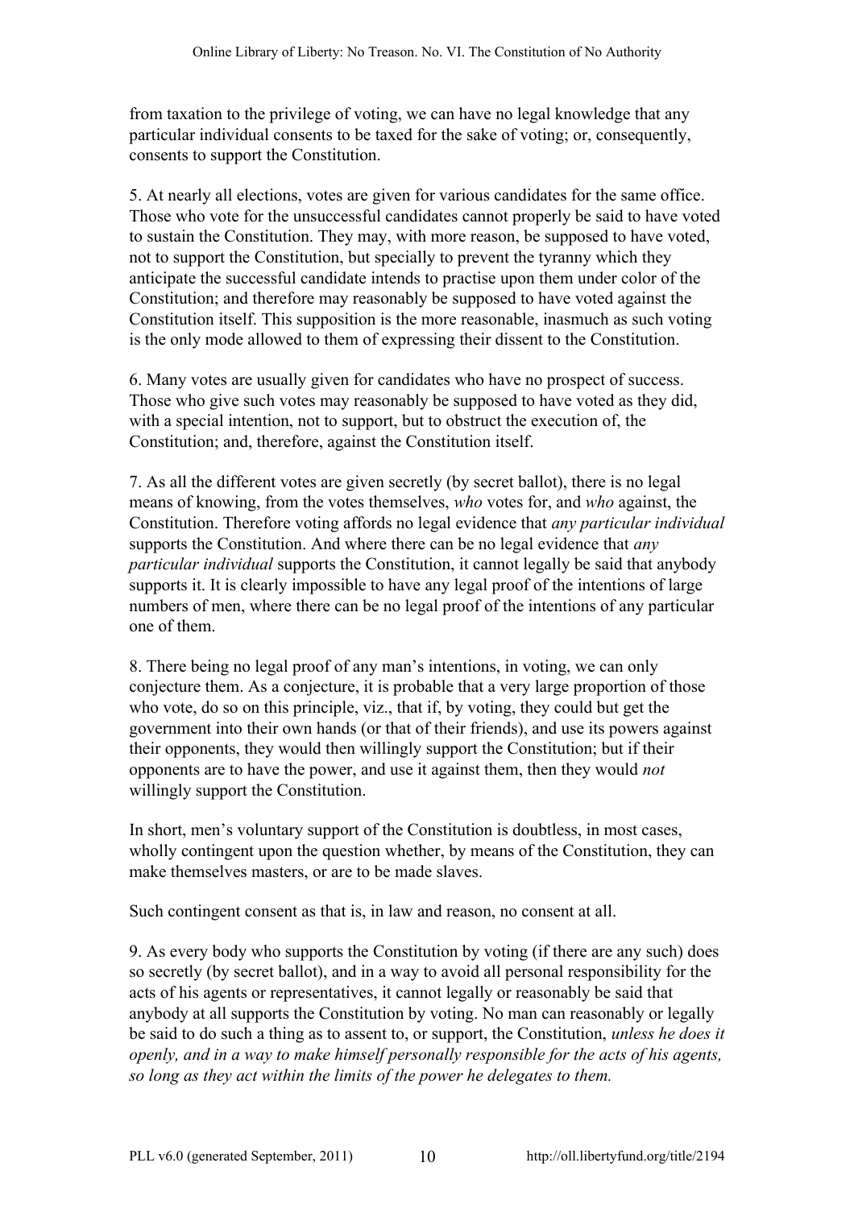from taxation to the privilege of voting, we can have no legal knowledge that any particular individual consents to be taxed for the sake of voting; or, consequently, consents to support the Constitution.

5. At nearly all elections, votes are given for various candidates for the same office. Those who vote for the unsuccessful candidates cannot properly be said to have voted to sustain the Constitution. They may, with more reason, be supposed to have voted, not to support the Constitution, but specially to prevent the tyranny which they anticipate the successful candidate intends to practise upon them under color of the Constitution; and therefore may reasonably be supposed to have voted against the Constitution itself. This supposition is the more reasonable, inasmuch as such voting is the only mode allowed to them of expressing their dissent to the Constitution.

6. Many votes are usually given for candidates who have no prospect of success. Those who give such votes may reasonably be supposed to have voted as they did, with a special intention, not to support, but to obstruct the execution of, the Constitution; and, therefore, against the Constitution itself.

7. As all the different votes are given secretly (by secret ballot), there is no legal means of knowing, from the votes themselves, *who* votes for, and *who* against, the Constitution. Therefore voting affords no legal evidence that *any particular individual* supports the Constitution. And where there can be no legal evidence that *any particular individual* supports the Constitution, it cannot legally be said that anybody supports it. It is clearly impossible to have any legal proof of the intentions of large numbers of men, where there can be no legal proof of the intentions of any particular one of them.

8. There being no legal proof of any man's intentions, in voting, we can only conjecture them. As a conjecture, it is probable that a very large proportion of those who vote, do so on this principle, viz., that if, by voting, they could but get the government into their own hands (or that of their friends), and use its powers against their opponents, they would then willingly support the Constitution; but if their opponents are to have the power, and use it against them, then they would *not* willingly support the Constitution.

In short, men's voluntary support of the Constitution is doubtless, in most cases, wholly contingent upon the question whether, by means of the Constitution, they can make themselves masters, or are to be made slaves.

Such contingent consent as that is, in law and reason, no consent at all.

9. As every body who supports the Constitution by voting (if there are any such) does so secretly (by secret ballot), and in a way to avoid all personal responsibility for the acts of his agents or representatives, it cannot legally or reasonably be said that anybody at all supports the Constitution by voting. No man can reasonably or legally be said to do such a thing as to assent to, or support, the Constitution, *unless he does it openly, and in a way to make himself personally responsible for the acts of his agents, so long as they act within the limits of the power he delegates to them.*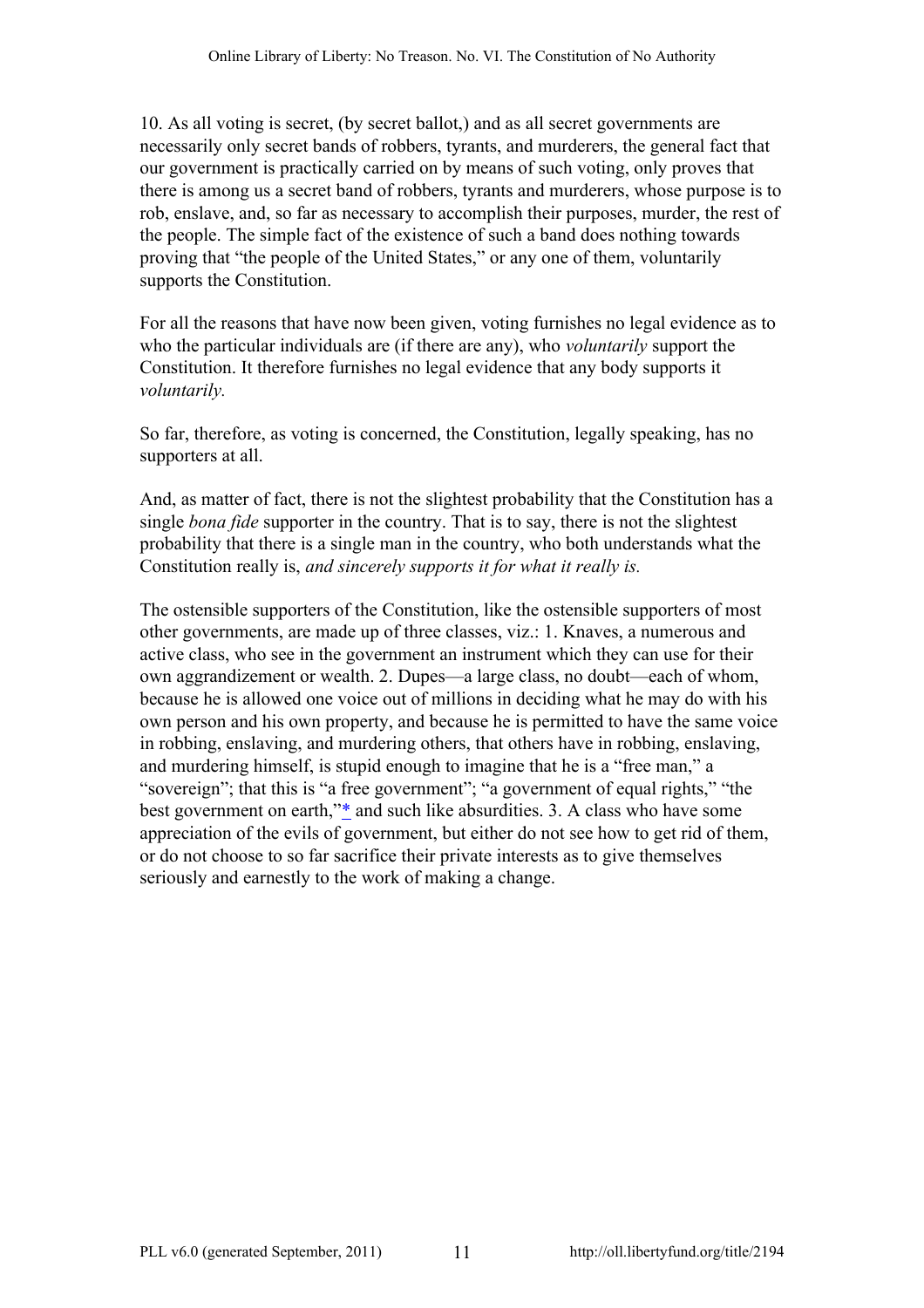10. As all voting is secret, (by secret ballot,) and as all secret governments are necessarily only secret bands of robbers, tyrants, and murderers, the general fact that our government is practically carried on by means of such voting, only proves that there is among us a secret band of robbers, tyrants and murderers, whose purpose is to rob, enslave, and, so far as necessary to accomplish their purposes, murder, the rest of the people. The simple fact of the existence of such a band does nothing towards proving that "the people of the United States," or any one of them, voluntarily supports the Constitution.

For all the reasons that have now been given, voting furnishes no legal evidence as to who the particular individuals are (if there are any), who *voluntarily* support the Constitution. It therefore furnishes no legal evidence that any body supports it *voluntarily.*

So far, therefore, as voting is concerned, the Constitution, legally speaking, has no supporters at all.

And, as matter of fact, there is not the slightest probability that the Constitution has a single *bona fide* supporter in the country. That is to say, there is not the slightest probability that there is a single man in the country, who both understands what the Constitution really is, *and sincerely supports it for what it really is.*

The ostensible supporters of the Constitution, like the ostensible supporters of most other governments, are made up of three classes, viz.: 1. Knaves, a numerous and active class, who see in the government an instrument which they can use for their own aggrandizement or wealth. 2. Dupes—a large class, no doubt—each of whom, because he is allowed one voice out of millions in deciding what he may do with his own person and his own property, and because he is permitted to have the same voice in robbing, enslaving, and murdering others, that others have in robbing, enslaving, and murdering himself, is stupid enough to imagine that he is a "free man," a "sovereign"; that this is "a free government"; "a government of equal rights," "the best government on earth,"* and such like absurdities. 3. A class who have some appreciation of the evils of government, but either do not see how to get rid of them, or do not choose to so far sacrifice their private interests as to give themselves seriously and earnestly to the work of making a change.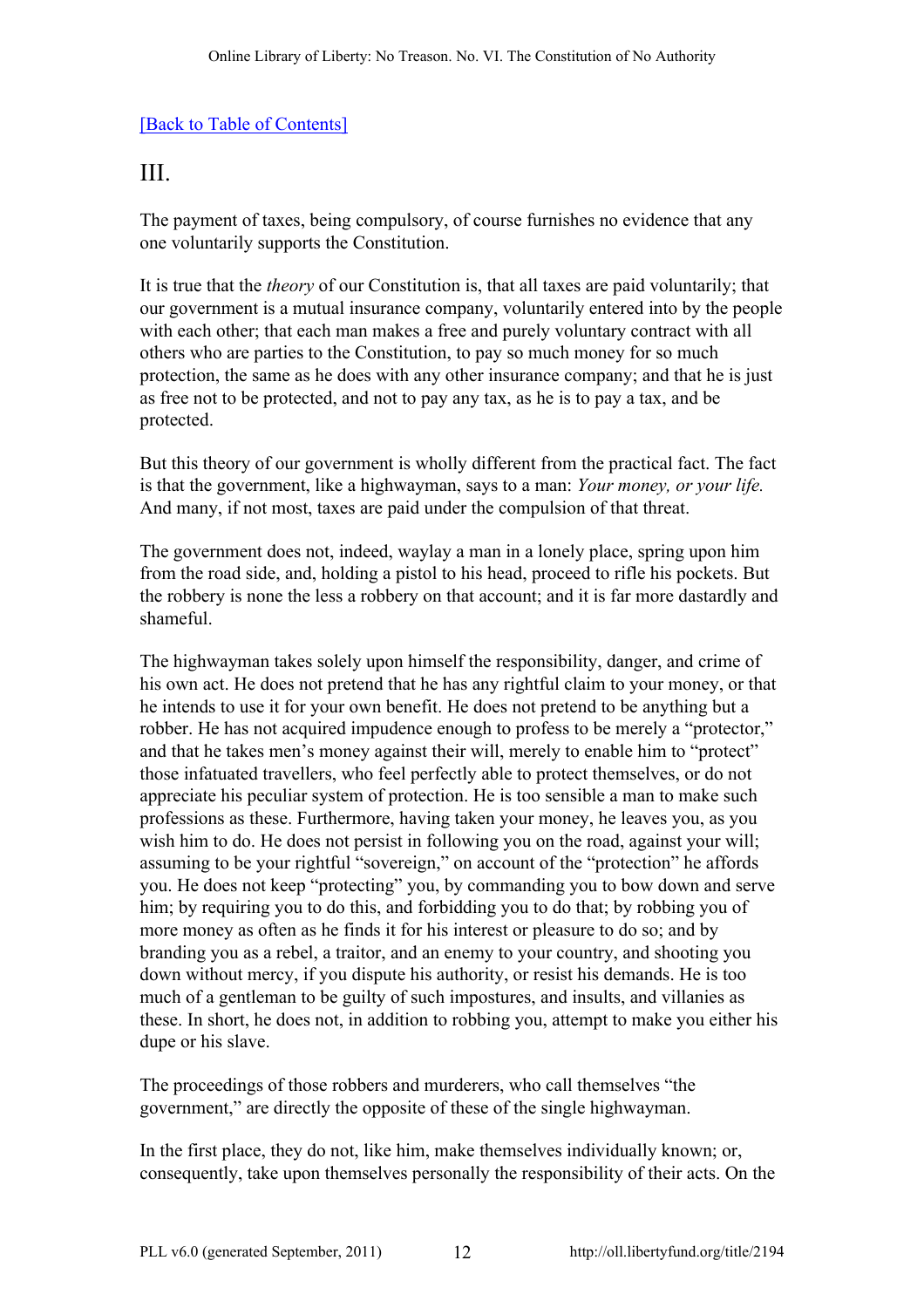[Back to Table of Contents]

## III.

The payment of taxes, being compulsory, of course furnishes no evidence that any one voluntarily supports the Constitution.

It is true that the *theory* of our Constitution is, that all taxes are paid voluntarily; that our government is a mutual insurance company, voluntarily entered into by the people with each other; that each man makes a free and purely voluntary contract with all others who are parties to the Constitution, to pay so much money for so much protection, the same as he does with any other insurance company; and that he is just as free not to be protected, and not to pay any tax, as he is to pay a tax, and be protected.

But this theory of our government is wholly different from the practical fact. The fact is that the government, like a highwayman, says to a man: *Your money, or your life.* And many, if not most, taxes are paid under the compulsion of that threat.

The government does not, indeed, waylay a man in a lonely place, spring upon him from the road side, and, holding a pistol to his head, proceed to rifle his pockets. But the robbery is none the less a robbery on that account; and it is far more dastardly and shameful.

The highwayman takes solely upon himself the responsibility, danger, and crime of his own act. He does not pretend that he has any rightful claim to your money, or that he intends to use it for your own benefit. He does not pretend to be anything but a robber. He has not acquired impudence enough to profess to be merely a "protector," and that he takes men's money against their will, merely to enable him to "protect" those infatuated travellers, who feel perfectly able to protect themselves, or do not appreciate his peculiar system of protection. He is too sensible a man to make such professions as these. Furthermore, having taken your money, he leaves you, as you wish him to do. He does not persist in following you on the road, against your will; assuming to be your rightful "sovereign," on account of the "protection" he affords you. He does not keep "protecting" you, by commanding you to bow down and serve him; by requiring you to do this, and forbidding you to do that; by robbing you of more money as often as he finds it for his interest or pleasure to do so; and by branding you as a rebel, a traitor, and an enemy to your country, and shooting you down without mercy, if you dispute his authority, or resist his demands. He is too much of a gentleman to be guilty of such impostures, and insults, and villanies as these. In short, he does not, in addition to robbing you, attempt to make you either his dupe or his slave.

The proceedings of those robbers and murderers, who call themselves "the government," are directly the opposite of these of the single highwayman.

In the first place, they do not, like him, make themselves individually known; or, consequently, take upon themselves personally the responsibility of their acts. On the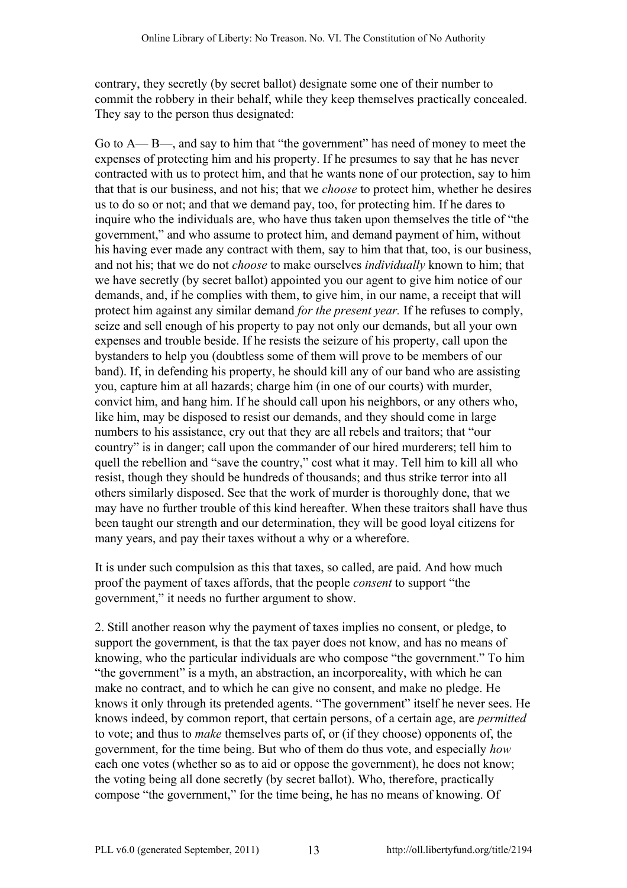contrary, they secretly (by secret ballot) designate some one of their number to commit the robbery in their behalf, while they keep themselves practically concealed. They say to the person thus designated:

Go to A— B—, and say to him that "the government" has need of money to meet the expenses of protecting him and his property. If he presumes to say that he has never contracted with us to protect him, and that he wants none of our protection, say to him that that is our business, and not his; that we *choose* to protect him, whether he desires us to do so or not; and that we demand pay, too, for protecting him. If he dares to inquire who the individuals are, who have thus taken upon themselves the title of "the government," and who assume to protect him, and demand payment of him, without his having ever made any contract with them, say to him that that, too, is our business, and not his; that we do not *choose* to make ourselves *individually* known to him; that we have secretly (by secret ballot) appointed you our agent to give him notice of our demands, and, if he complies with them, to give him, in our name, a receipt that will protect him against any similar demand *for the present year.* If he refuses to comply, seize and sell enough of his property to pay not only our demands, but all your own expenses and trouble beside. If he resists the seizure of his property, call upon the bystanders to help you (doubtless some of them will prove to be members of our band). If, in defending his property, he should kill any of our band who are assisting you, capture him at all hazards; charge him (in one of our courts) with murder, convict him, and hang him. If he should call upon his neighbors, or any others who, like him, may be disposed to resist our demands, and they should come in large numbers to his assistance, cry out that they are all rebels and traitors; that "our country" is in danger; call upon the commander of our hired murderers; tell him to quell the rebellion and "save the country," cost what it may. Tell him to kill all who resist, though they should be hundreds of thousands; and thus strike terror into all others similarly disposed. See that the work of murder is thoroughly done, that we may have no further trouble of this kind hereafter. When these traitors shall have thus been taught our strength and our determination, they will be good loyal citizens for many years, and pay their taxes without a why or a wherefore.

It is under such compulsion as this that taxes, so called, are paid. And how much proof the payment of taxes affords, that the people *consent* to support "the government," it needs no further argument to show.

2. Still another reason why the payment of taxes implies no consent, or pledge, to support the government, is that the tax payer does not know, and has no means of knowing, who the particular individuals are who compose "the government." To him "the government" is a myth, an abstraction, an incorporeality, with which he can make no contract, and to which he can give no consent, and make no pledge. He knows it only through its pretended agents. "The government" itself he never sees. He knows indeed, by common report, that certain persons, of a certain age, are *permitted* to vote; and thus to *make* themselves parts of, or (if they choose) opponents of, the government, for the time being. But who of them do thus vote, and especially *how* each one votes (whether so as to aid or oppose the government), he does not know; the voting being all done secretly (by secret ballot). Who, therefore, practically compose "the government," for the time being, he has no means of knowing. Of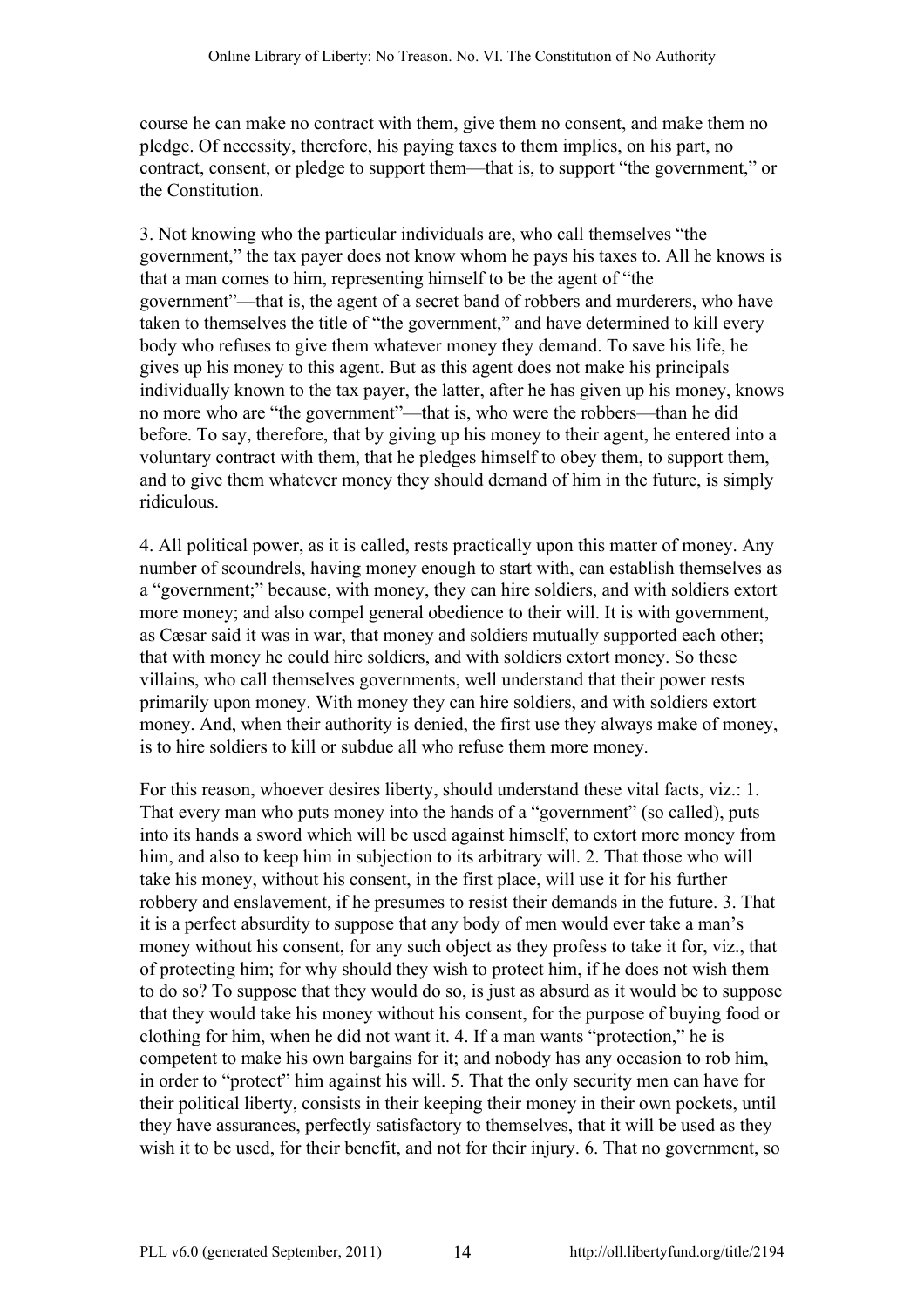course he can make no contract with them, give them no consent, and make them no pledge. Of necessity, therefore, his paying taxes to them implies, on his part, no contract, consent, or pledge to support them—that is, to support "the government," or the Constitution.

3. Not knowing who the particular individuals are, who call themselves "the government," the tax payer does not know whom he pays his taxes to. All he knows is that a man comes to him, representing himself to be the agent of "the government"—that is, the agent of a secret band of robbers and murderers, who have taken to themselves the title of "the government," and have determined to kill every body who refuses to give them whatever money they demand. To save his life, he gives up his money to this agent. But as this agent does not make his principals individually known to the tax payer, the latter, after he has given up his money, knows no more who are "the government"—that is, who were the robbers—than he did before. To say, therefore, that by giving up his money to their agent, he entered into a voluntary contract with them, that he pledges himself to obey them, to support them, and to give them whatever money they should demand of him in the future, is simply ridiculous.

4. All political power, as it is called, rests practically upon this matter of money. Any number of scoundrels, having money enough to start with, can establish themselves as a "government;" because, with money, they can hire soldiers, and with soldiers extort more money; and also compel general obedience to their will. It is with government, as Cæsar said it was in war, that money and soldiers mutually supported each other; that with money he could hire soldiers, and with soldiers extort money. So these villains, who call themselves governments, well understand that their power rests primarily upon money. With money they can hire soldiers, and with soldiers extort money. And, when their authority is denied, the first use they always make of money, is to hire soldiers to kill or subdue all who refuse them more money.

For this reason, whoever desires liberty, should understand these vital facts, viz.: 1. That every man who puts money into the hands of a "government" (so called), puts into its hands a sword which will be used against himself, to extort more money from him, and also to keep him in subjection to its arbitrary will. 2. That those who will take his money, without his consent, in the first place, will use it for his further robbery and enslavement, if he presumes to resist their demands in the future. 3. That it is a perfect absurdity to suppose that any body of men would ever take a man's money without his consent, for any such object as they profess to take it for, viz., that of protecting him; for why should they wish to protect him, if he does not wish them to do so? To suppose that they would do so, is just as absurd as it would be to suppose that they would take his money without his consent, for the purpose of buying food or clothing for him, when he did not want it. 4. If a man wants "protection," he is competent to make his own bargains for it; and nobody has any occasion to rob him, in order to "protect" him against his will. 5. That the only security men can have for their political liberty, consists in their keeping their money in their own pockets, until they have assurances, perfectly satisfactory to themselves, that it will be used as they wish it to be used, for their benefit, and not for their injury. 6. That no government, so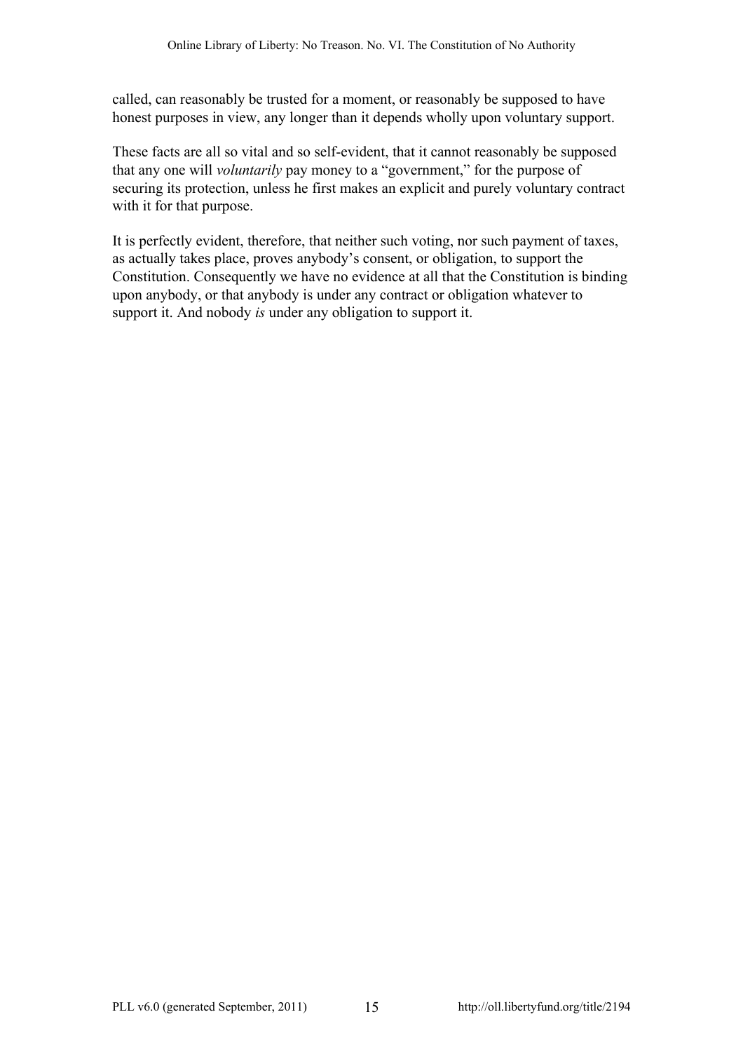called, can reasonably be trusted for a moment, or reasonably be supposed to have honest purposes in view, any longer than it depends wholly upon voluntary support.

These facts are all so vital and so self-evident, that it cannot reasonably be supposed that any one will *voluntarily* pay money to a "government," for the purpose of securing its protection, unless he first makes an explicit and purely voluntary contract with it for that purpose.

It is perfectly evident, therefore, that neither such voting, nor such payment of taxes, as actually takes place, proves anybody's consent, or obligation, to support the Constitution. Consequently we have no evidence at all that the Constitution is binding upon anybody, or that anybody is under any contract or obligation whatever to support it. And nobody *is* under any obligation to support it.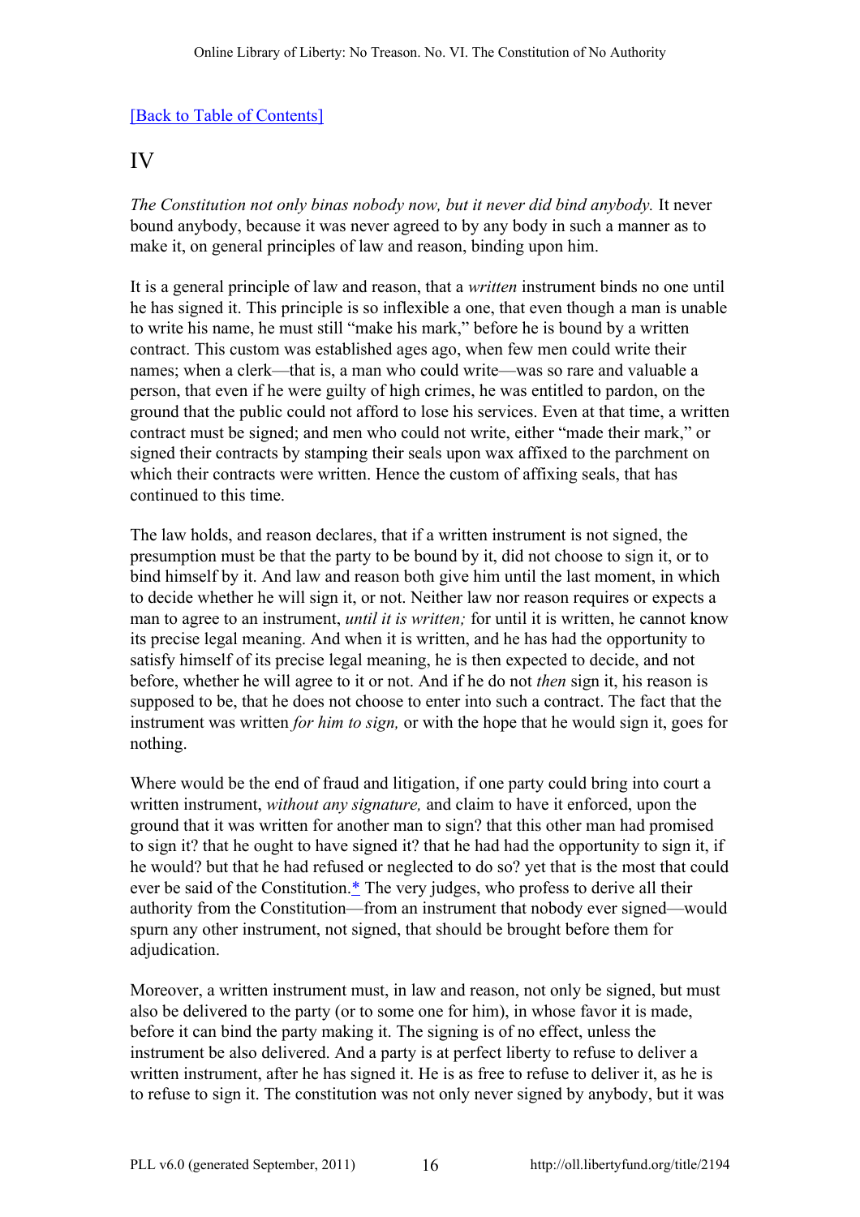[Back to Table of Contents]

# IV

*The Constitution not only binas nobody now, but it never did bind anybody.* It never bound anybody, because it was never agreed to by any body in such a manner as to make it, on general principles of law and reason, binding upon him.

It is a general principle of law and reason, that a *written* instrument binds no one until he has signed it. This principle is so inflexible a one, that even though a man is unable to write his name, he must still "make his mark," before he is bound by a written contract. This custom was established ages ago, when few men could write their names; when a clerk—that is, a man who could write—was so rare and valuable a person, that even if he were guilty of high crimes, he was entitled to pardon, on the ground that the public could not afford to lose his services. Even at that time, a written contract must be signed; and men who could not write, either "made their mark," or signed their contracts by stamping their seals upon wax affixed to the parchment on which their contracts were written. Hence the custom of affixing seals, that has continued to this time.

The law holds, and reason declares, that if a written instrument is not signed, the presumption must be that the party to be bound by it, did not choose to sign it, or to bind himself by it. And law and reason both give him until the last moment, in which to decide whether he will sign it, or not. Neither law nor reason requires or expects a man to agree to an instrument, *until it is written;* for until it is written, he cannot know its precise legal meaning. And when it is written, and he has had the opportunity to satisfy himself of its precise legal meaning, he is then expected to decide, and not before, whether he will agree to it or not. And if he do not *then* sign it, his reason is supposed to be, that he does not choose to enter into such a contract. The fact that the instrument was written *for him to sign,* or with the hope that he would sign it, goes for nothing.

Where would be the end of fraud and litigation, if one party could bring into court a written instrument, *without any signature,* and claim to have it enforced, upon the ground that it was written for another man to sign? that this other man had promised to sign it? that he ought to have signed it? that he had had the opportunity to sign it, if he would? but that he had refused or neglected to do so? yet that is the most that could ever be said of the Constitution.* The very judges, who profess to derive all their authority from the Constitution—from an instrument that nobody ever signed—would spurn any other instrument, not signed, that should be brought before them for adjudication.

Moreover, a written instrument must, in law and reason, not only be signed, but must also be delivered to the party (or to some one for him), in whose favor it is made, before it can bind the party making it. The signing is of no effect, unless the instrument be also delivered. And a party is at perfect liberty to refuse to deliver a written instrument, after he has signed it. He is as free to refuse to deliver it, as he is to refuse to sign it. The constitution was not only never signed by anybody, but it was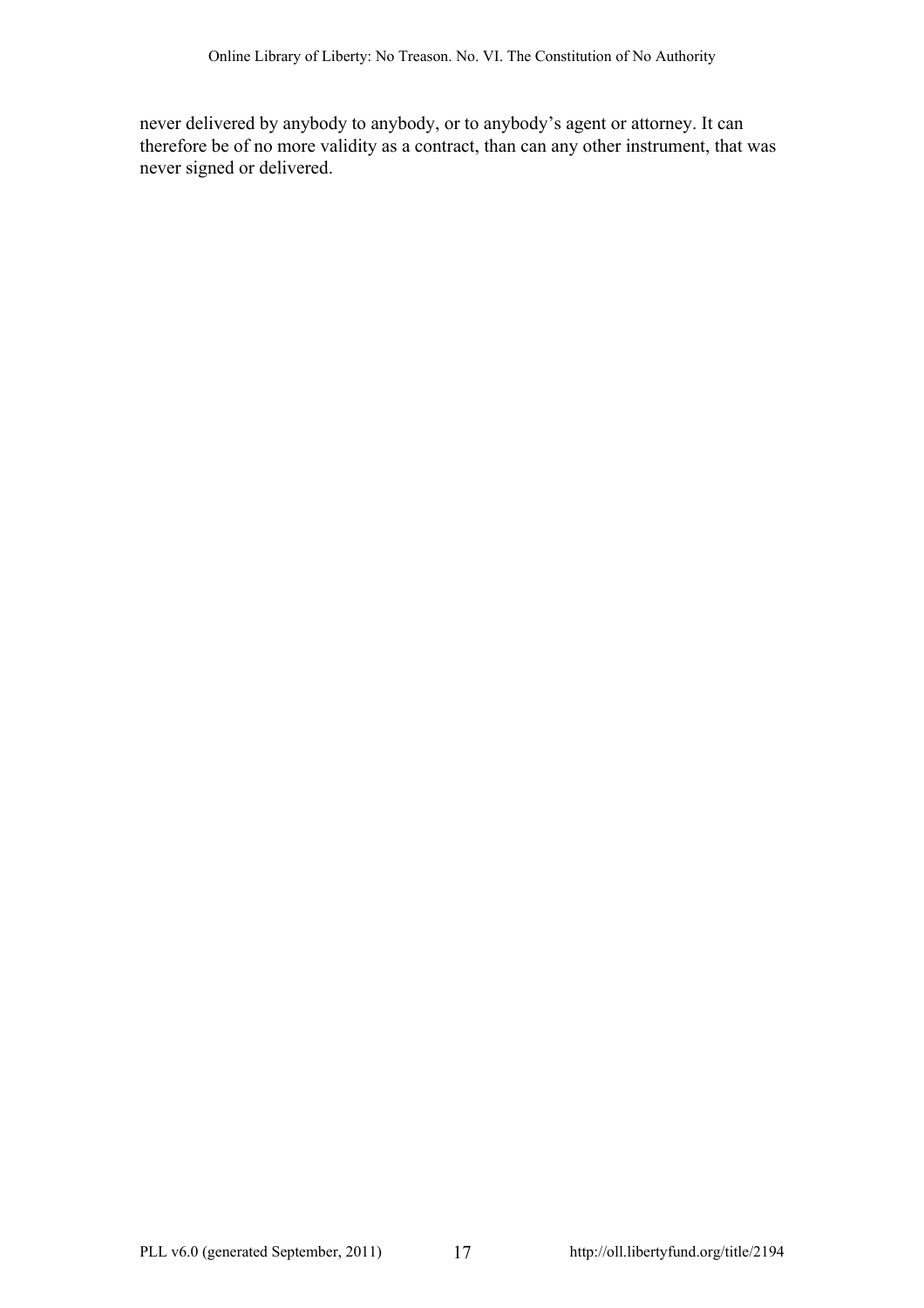never delivered by anybody to anybody, or to anybody's agent or attorney. It can therefore be of no more validity as a contract, than can any other instrument, that was never signed or delivered.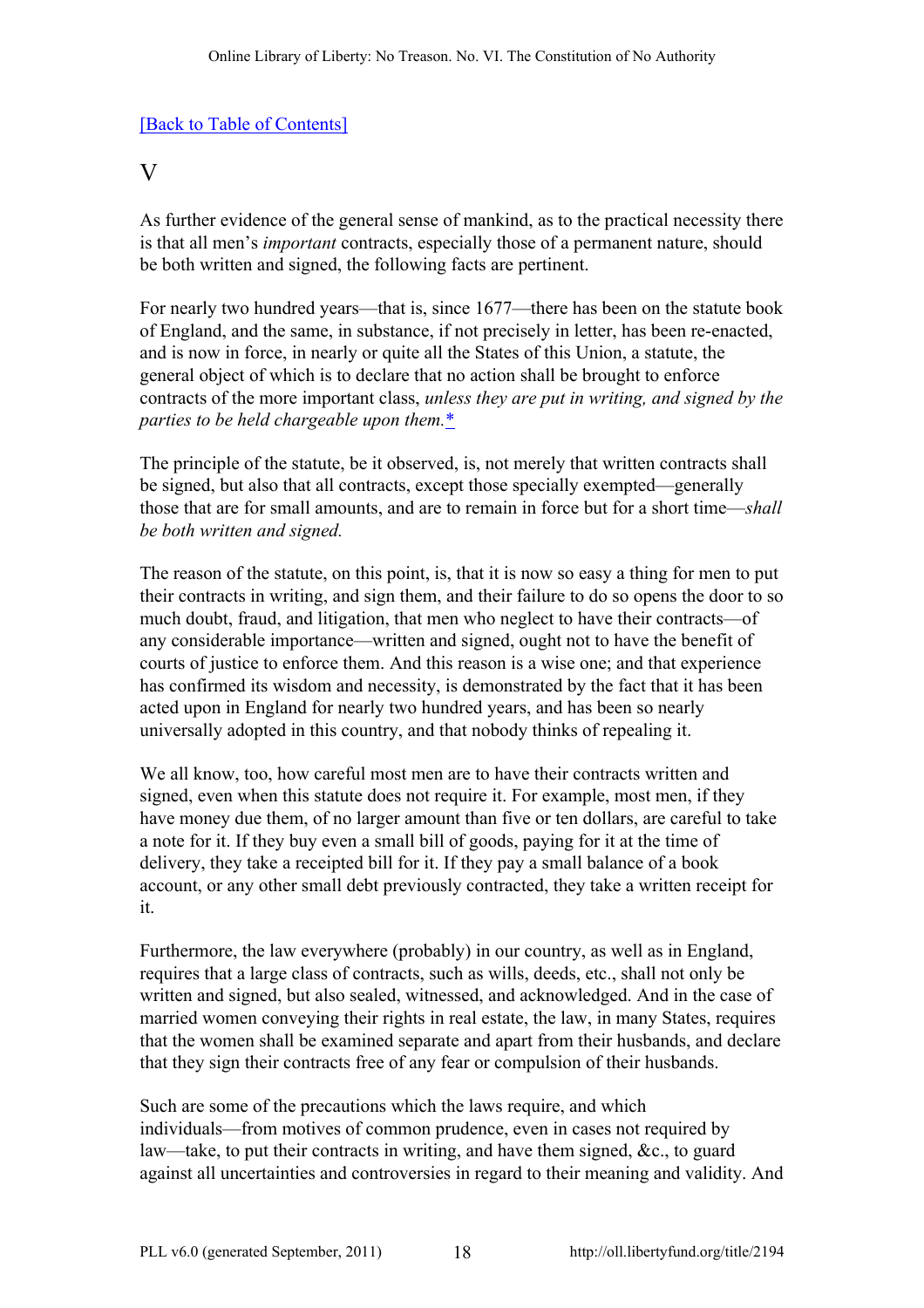[Back to Table of Contents]

# V

As further evidence of the general sense of mankind, as to the practical necessity there is that all men's *important* contracts, especially those of a permanent nature, should be both written and signed, the following facts are pertinent.

For nearly two hundred years—that is, since 1677—there has been on the statute book of England, and the same, in substance, if not precisely in letter, has been re-enacted, and is now in force, in nearly or quite all the States of this Union, a statute, the general object of which is to declare that no action shall be brought to enforce contracts of the more important class, *unless they are put in writing, and signed by the parties to be held chargeable upon them.**

The principle of the statute, be it observed, is, not merely that written contracts shall be signed, but also that all contracts, except those specially exempted—generally those that are for small amounts, and are to remain in force but for a short time—*shall be both written and signed.*

The reason of the statute, on this point, is, that it is now so easy a thing for men to put their contracts in writing, and sign them, and their failure to do so opens the door to so much doubt, fraud, and litigation, that men who neglect to have their contracts—of any considerable importance—written and signed, ought not to have the benefit of courts of justice to enforce them. And this reason is a wise one; and that experience has confirmed its wisdom and necessity, is demonstrated by the fact that it has been acted upon in England for nearly two hundred years, and has been so nearly universally adopted in this country, and that nobody thinks of repealing it.

We all know, too, how careful most men are to have their contracts written and signed, even when this statute does not require it. For example, most men, if they have money due them, of no larger amount than five or ten dollars, are careful to take a note for it. If they buy even a small bill of goods, paying for it at the time of delivery, they take a receipted bill for it. If they pay a small balance of a book account, or any other small debt previously contracted, they take a written receipt for it.

Furthermore, the law everywhere (probably) in our country, as well as in England, requires that a large class of contracts, such as wills, deeds, etc., shall not only be written and signed, but also sealed, witnessed, and acknowledged. And in the case of married women conveying their rights in real estate, the law, in many States, requires that the women shall be examined separate and apart from their husbands, and declare that they sign their contracts free of any fear or compulsion of their husbands.

Such are some of the precautions which the laws require, and which individuals—from motives of common prudence, even in cases not required by law—take, to put their contracts in writing, and have them signed, &c., to guard against all uncertainties and controversies in regard to their meaning and validity. And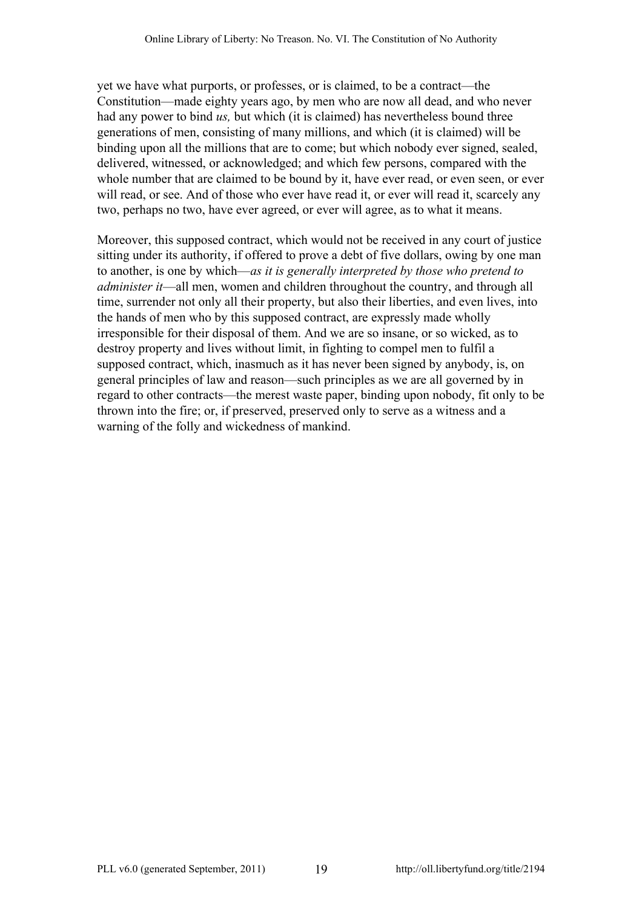yet we have what purports, or professes, or is claimed, to be a contract—the Constitution—made eighty years ago, by men who are now all dead, and who never had any power to bind *us,* but which (it is claimed) has nevertheless bound three generations of men, consisting of many millions, and which (it is claimed) will be binding upon all the millions that are to come; but which nobody ever signed, sealed, delivered, witnessed, or acknowledged; and which few persons, compared with the whole number that are claimed to be bound by it, have ever read, or even seen, or ever will read, or see. And of those who ever have read it, or ever will read it, scarcely any two, perhaps no two, have ever agreed, or ever will agree, as to what it means.

Moreover, this supposed contract, which would not be received in any court of justice sitting under its authority, if offered to prove a debt of five dollars, owing by one man to another, is one by which—*as it is generally interpreted by those who pretend to administer it*—all men, women and children throughout the country, and through all time, surrender not only all their property, but also their liberties, and even lives, into the hands of men who by this supposed contract, are expressly made wholly irresponsible for their disposal of them. And we are so insane, or so wicked, as to destroy property and lives without limit, in fighting to compel men to fulfil a supposed contract, which, inasmuch as it has never been signed by anybody, is, on general principles of law and reason—such principles as we are all governed by in regard to other contracts—the merest waste paper, binding upon nobody, fit only to be thrown into the fire; or, if preserved, preserved only to serve as a witness and a warning of the folly and wickedness of mankind.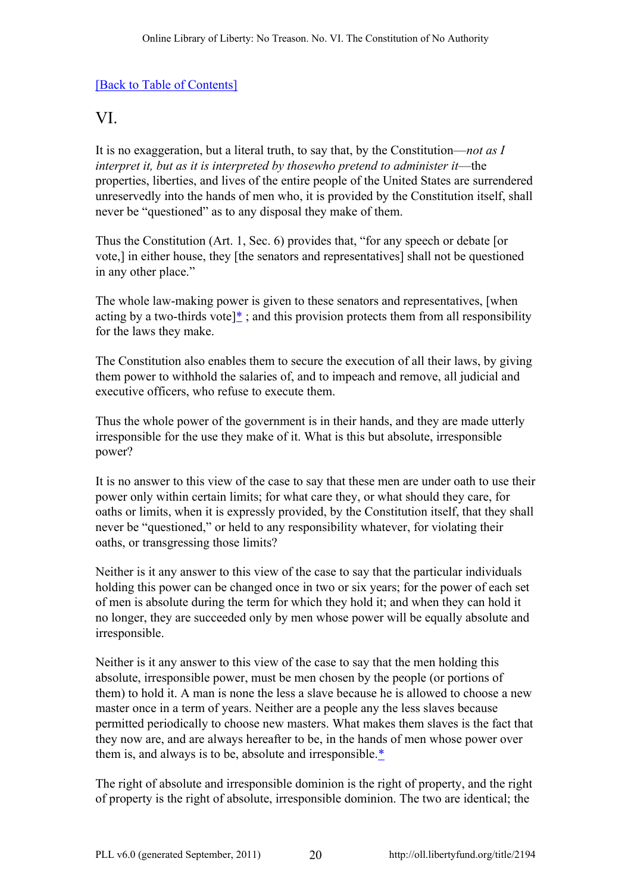[Back to Table of Contents]

## VI.

It is no exaggeration, but a literal truth, to say that, by the Constitution—*not as I interpret it, but as it is interpreted by thosewho pretend to administer it*—the properties, liberties, and lives of the entire people of the United States are surrendered unreservedly into the hands of men who, it is provided by the Constitution itself, shall never be "questioned" as to any disposal they make of them.

Thus the Constitution (Art. 1, Sec. 6) provides that, "for any speech or debate [or vote,] in either house, they [the senators and representatives] shall not be questioned in any other place."

The whole law-making power is given to these senators and representatives, [when acting by a two-thirds vote]* ; and this provision protects them from all responsibility for the laws they make.

The Constitution also enables them to secure the execution of all their laws, by giving them power to withhold the salaries of, and to impeach and remove, all judicial and executive officers, who refuse to execute them.

Thus the whole power of the government is in their hands, and they are made utterly irresponsible for the use they make of it. What is this but absolute, irresponsible power?

It is no answer to this view of the case to say that these men are under oath to use their power only within certain limits; for what care they, or what should they care, for oaths or limits, when it is expressly provided, by the Constitution itself, that they shall never be "questioned," or held to any responsibility whatever, for violating their oaths, or transgressing those limits?

Neither is it any answer to this view of the case to say that the particular individuals holding this power can be changed once in two or six years; for the power of each set of men is absolute during the term for which they hold it; and when they can hold it no longer, they are succeeded only by men whose power will be equally absolute and irresponsible.

Neither is it any answer to this view of the case to say that the men holding this absolute, irresponsible power, must be men chosen by the people (or portions of them) to hold it. A man is none the less a slave because he is allowed to choose a new master once in a term of years. Neither are a people any the less slaves because permitted periodically to choose new masters. What makes them slaves is the fact that they now are, and are always hereafter to be, in the hands of men whose power over them is, and always is to be, absolute and irresponsible.*

The right of absolute and irresponsible dominion is the right of property, and the right of property is the right of absolute, irresponsible dominion. The two are identical; the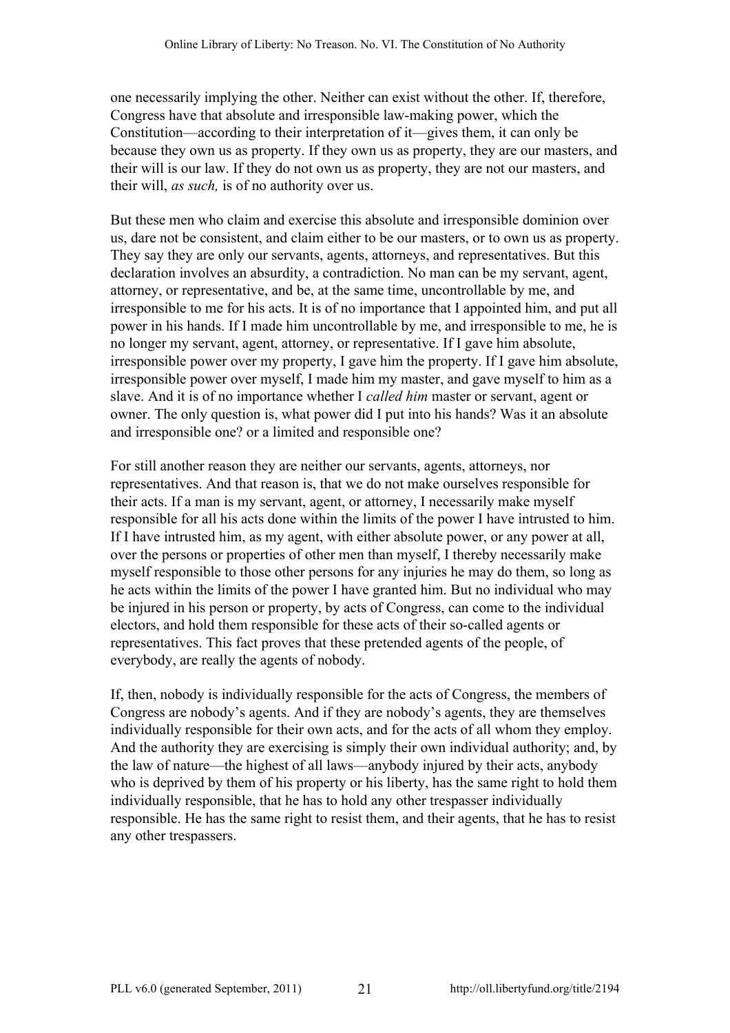one necessarily implying the other. Neither can exist without the other. If, therefore, Congress have that absolute and irresponsible law-making power, which the Constitution—according to their interpretation of it—gives them, it can only be because they own us as property. If they own us as property, they are our masters, and their will is our law. If they do not own us as property, they are not our masters, and their will, *as such,* is of no authority over us.

But these men who claim and exercise this absolute and irresponsible dominion over us, dare not be consistent, and claim either to be our masters, or to own us as property. They say they are only our servants, agents, attorneys, and representatives. But this declaration involves an absurdity, a contradiction. No man can be my servant, agent, attorney, or representative, and be, at the same time, uncontrollable by me, and irresponsible to me for his acts. It is of no importance that I appointed him, and put all power in his hands. If I made him uncontrollable by me, and irresponsible to me, he is no longer my servant, agent, attorney, or representative. If I gave him absolute, irresponsible power over my property, I gave him the property. If I gave him absolute, irresponsible power over myself, I made him my master, and gave myself to him as a slave. And it is of no importance whether I *called him* master or servant, agent or owner. The only question is, what power did I put into his hands? Was it an absolute and irresponsible one? or a limited and responsible one?

For still another reason they are neither our servants, agents, attorneys, nor representatives. And that reason is, that we do not make ourselves responsible for their acts. If a man is my servant, agent, or attorney, I necessarily make myself responsible for all his acts done within the limits of the power I have intrusted to him. If I have intrusted him, as my agent, with either absolute power, or any power at all, over the persons or properties of other men than myself, I thereby necessarily make myself responsible to those other persons for any injuries he may do them, so long as he acts within the limits of the power I have granted him. But no individual who may be injured in his person or property, by acts of Congress, can come to the individual electors, and hold them responsible for these acts of their so-called agents or representatives. This fact proves that these pretended agents of the people, of everybody, are really the agents of nobody.

If, then, nobody is individually responsible for the acts of Congress, the members of Congress are nobody's agents. And if they are nobody's agents, they are themselves individually responsible for their own acts, and for the acts of all whom they employ. And the authority they are exercising is simply their own individual authority; and, by the law of nature—the highest of all laws—anybody injured by their acts, anybody who is deprived by them of his property or his liberty, has the same right to hold them individually responsible, that he has to hold any other trespasser individually responsible. He has the same right to resist them, and their agents, that he has to resist any other trespassers.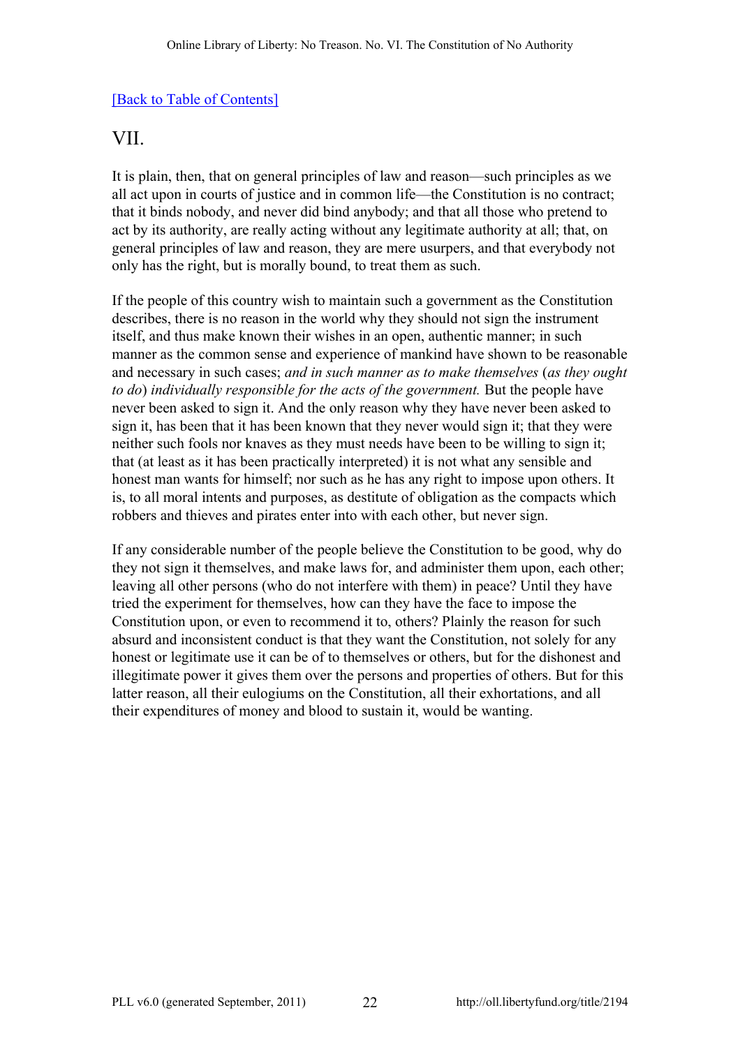[Back to Table of Contents]

## VII.

It is plain, then, that on general principles of law and reason—such principles as we all act upon in courts of justice and in common life—the Constitution is no contract; that it binds nobody, and never did bind anybody; and that all those who pretend to act by its authority, are really acting without any legitimate authority at all; that, on general principles of law and reason, they are mere usurpers, and that everybody not only has the right, but is morally bound, to treat them as such.

If the people of this country wish to maintain such a government as the Constitution describes, there is no reason in the world why they should not sign the instrument itself, and thus make known their wishes in an open, authentic manner; in such manner as the common sense and experience of mankind have shown to be reasonable and necessary in such cases; *and in such manner as to make themselves* (*as they ought to do*) *individually responsible for the acts of the government.* But the people have never been asked to sign it. And the only reason why they have never been asked to sign it, has been that it has been known that they never would sign it; that they were neither such fools nor knaves as they must needs have been to be willing to sign it; that (at least as it has been practically interpreted) it is not what any sensible and honest man wants for himself; nor such as he has any right to impose upon others. It is, to all moral intents and purposes, as destitute of obligation as the compacts which robbers and thieves and pirates enter into with each other, but never sign.

If any considerable number of the people believe the Constitution to be good, why do they not sign it themselves, and make laws for, and administer them upon, each other; leaving all other persons (who do not interfere with them) in peace? Until they have tried the experiment for themselves, how can they have the face to impose the Constitution upon, or even to recommend it to, others? Plainly the reason for such absurd and inconsistent conduct is that they want the Constitution, not solely for any honest or legitimate use it can be of to themselves or others, but for the dishonest and illegitimate power it gives them over the persons and properties of others. But for this latter reason, all their eulogiums on the Constitution, all their exhortations, and all their expenditures of money and blood to sustain it, would be wanting.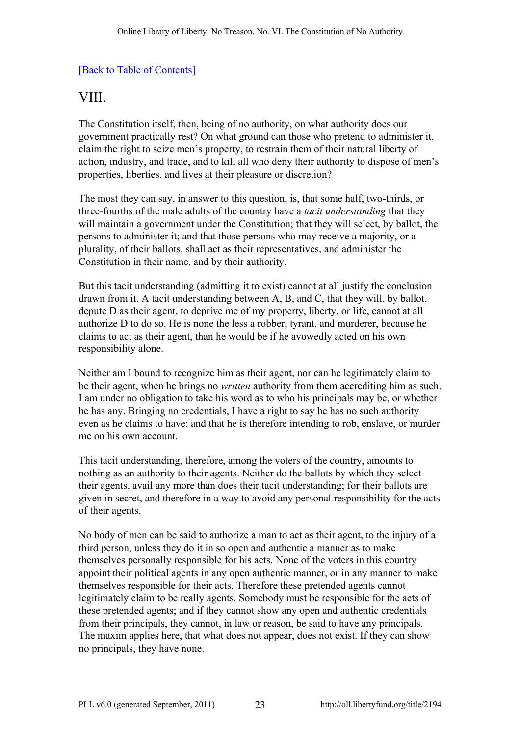[Back to Table of Contents]

## VIII.

The Constitution itself, then, being of no authority, on what authority does our government practically rest? On what ground can those who pretend to administer it, claim the right to seize men's property, to restrain them of their natural liberty of action, industry, and trade, and to kill all who deny their authority to dispose of men's properties, liberties, and lives at their pleasure or discretion?

The most they can say, in answer to this question, is, that some half, two-thirds, or three-fourths of the male adults of the country have a *tacit understanding* that they will maintain a government under the Constitution; that they will select, by ballot, the persons to administer it; and that those persons who may receive a majority, or a plurality, of their ballots, shall act as their representatives, and administer the Constitution in their name, and by their authority.

But this tacit understanding (admitting it to exist) cannot at all justify the conclusion drawn from it. A tacit understanding between A, B, and C, that they will, by ballot, depute D as their agent, to deprive me of my property, liberty, or life, cannot at all authorize D to do so. He is none the less a robber, tyrant, and murderer, because he claims to act as their agent, than he would be if he avowedly acted on his own responsibility alone.

Neither am I bound to recognize him as their agent, nor can he legitimately claim to be their agent, when he brings no *written* authority from them accrediting him as such. I am under no obligation to take his word as to who his principals may be, or whether he has any. Bringing no credentials, I have a right to say he has no such authority even as he claims to have: and that he is therefore intending to rob, enslave, or murder me on his own account.

This tacit understanding, therefore, among the voters of the country, amounts to nothing as an authority to their agents. Neither do the ballots by which they select their agents, avail any more than does their tacit understanding; for their ballots are given in secret, and therefore in a way to avoid any personal responsibility for the acts of their agents.

No body of men can be said to authorize a man to act as their agent, to the injury of a third person, unless they do it in so open and authentic a manner as to make themselves personally responsible for his acts. None of the voters in this country appoint their political agents in any open authentic manner, or in any manner to make themselves responsible for their acts. Therefore these pretended agents cannot legitimately claim to be really agents. Somebody must be responsible for the acts of these pretended agents; and if they cannot show any open and authentic credentials from their principals, they cannot, in law or reason, be said to have any principals. The maxim applies here, that what does not appear, does not exist. If they can show no principals, they have none.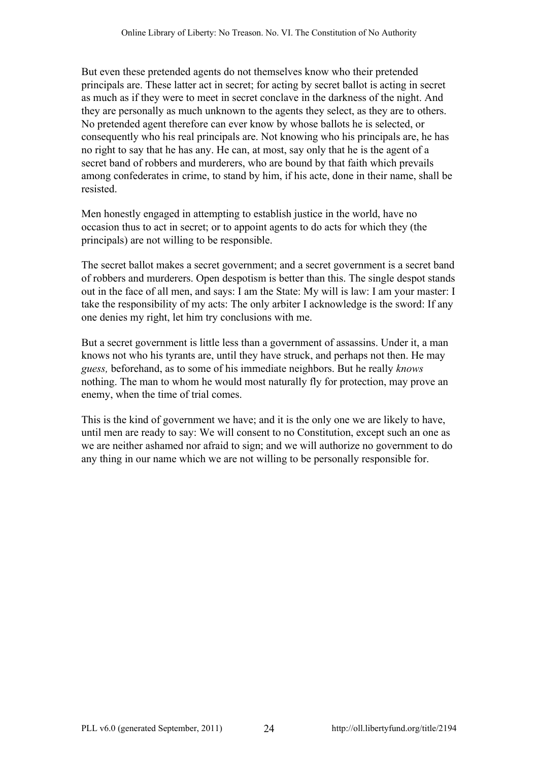But even these pretended agents do not themselves know who their pretended principals are. These latter act in secret; for acting by secret ballot is acting in secret as much as if they were to meet in secret conclave in the darkness of the night. And they are personally as much unknown to the agents they select, as they are to others. No pretended agent therefore can ever know by whose ballots he is selected, or consequently who his real principals are. Not knowing who his principals are, he has no right to say that he has any. He can, at most, say only that he is the agent of a secret band of robbers and murderers, who are bound by that faith which prevails among confederates in crime, to stand by him, if his acte, done in their name, shall be resisted.

Men honestly engaged in attempting to establish justice in the world, have no occasion thus to act in secret; or to appoint agents to do acts for which they (the principals) are not willing to be responsible.

The secret ballot makes a secret government; and a secret government is a secret band of robbers and murderers. Open despotism is better than this. The single despot stands out in the face of all men, and says: I am the State: My will is law: I am your master: I take the responsibility of my acts: The only arbiter I acknowledge is the sword: If any one denies my right, let him try conclusions with me.

But a secret government is little less than a government of assassins. Under it, a man knows not who his tyrants are, until they have struck, and perhaps not then. He may *guess,* beforehand, as to some of his immediate neighbors. But he really *knows* nothing. The man to whom he would most naturally fly for protection, may prove an enemy, when the time of trial comes.

This is the kind of government we have; and it is the only one we are likely to have, until men are ready to say: We will consent to no Constitution, except such an one as we are neither ashamed nor afraid to sign; and we will authorize no government to do any thing in our name which we are not willing to be personally responsible for.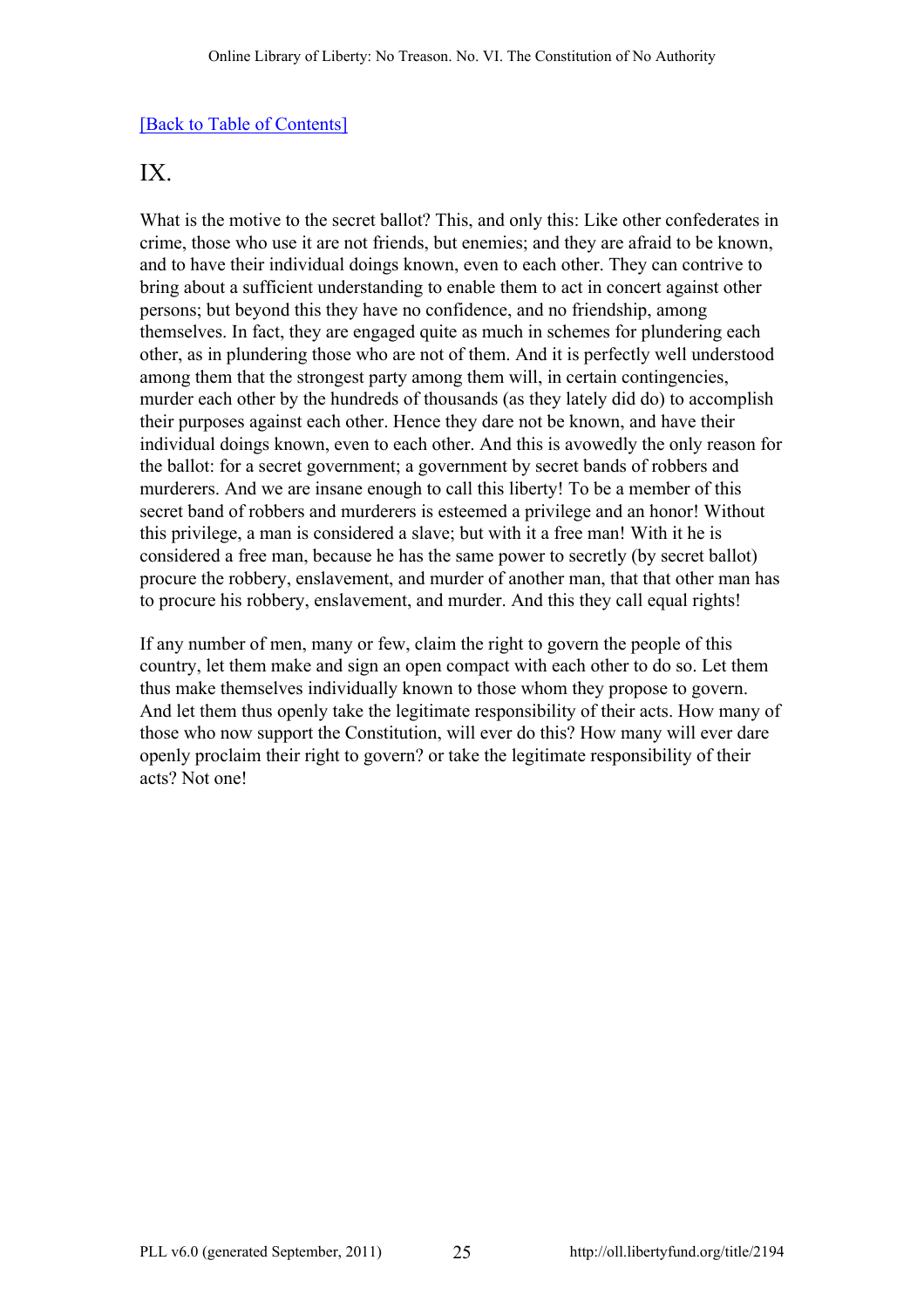[Back to Table of Contents]

## IX.

What is the motive to the secret ballot? This, and only this: Like other confederates in crime, those who use it are not friends, but enemies; and they are afraid to be known, and to have their individual doings known, even to each other. They can contrive to bring about a sufficient understanding to enable them to act in concert against other persons; but beyond this they have no confidence, and no friendship, among themselves. In fact, they are engaged quite as much in schemes for plundering each other, as in plundering those who are not of them. And it is perfectly well understood among them that the strongest party among them will, in certain contingencies, murder each other by the hundreds of thousands (as they lately did do) to accomplish their purposes against each other. Hence they dare not be known, and have their individual doings known, even to each other. And this is avowedly the only reason for the ballot: for a secret government; a government by secret bands of robbers and murderers. And we are insane enough to call this liberty! To be a member of this secret band of robbers and murderers is esteemed a privilege and an honor! Without this privilege, a man is considered a slave; but with it a free man! With it he is considered a free man, because he has the same power to secretly (by secret ballot) procure the robbery, enslavement, and murder of another man, that that other man has to procure his robbery, enslavement, and murder. And this they call equal rights!

If any number of men, many or few, claim the right to govern the people of this country, let them make and sign an open compact with each other to do so. Let them thus make themselves individually known to those whom they propose to govern. And let them thus openly take the legitimate responsibility of their acts. How many of those who now support the Constitution, will ever do this? How many will ever dare openly proclaim their right to govern? or take the legitimate responsibility of their acts? Not one!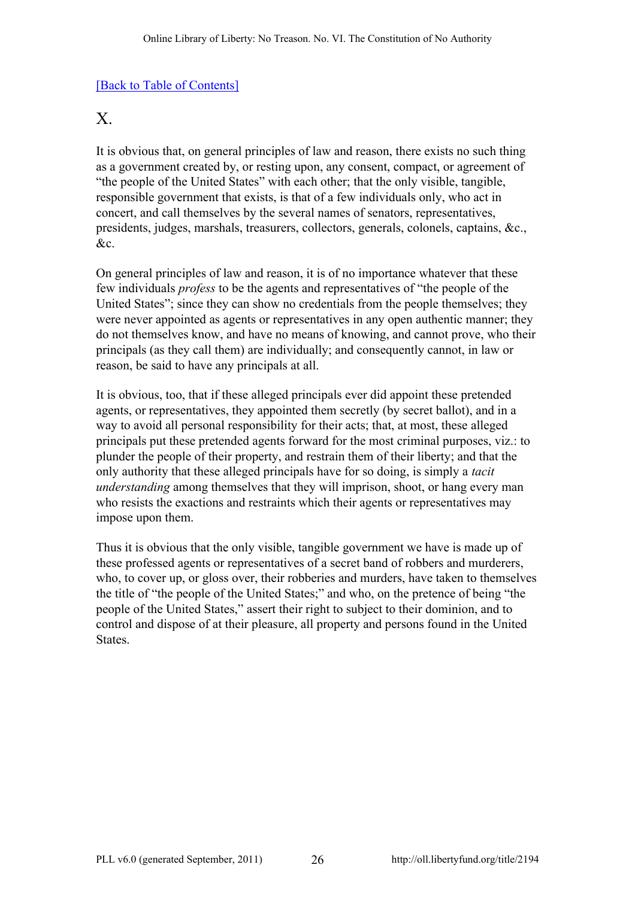[Back to Table of Contents]

## X.

It is obvious that, on general principles of law and reason, there exists no such thing as a government created by, or resting upon, any consent, compact, or agreement of “the people of the United States” with each other; that the only visible, tangible, responsible government that exists, is that of a few individuals only, who act in concert, and call themselves by the several names of senators, representatives, presidents, judges, marshals, treasurers, collectors, generals, colonels, captains, &c., &c.

On general principles of law and reason, it is of no importance whatever that these few individuals *profess* to be the agents and representatives of “the people of the United States”; since they can show no credentials from the people themselves; they were never appointed as agents or representatives in any open authentic manner; they do not themselves know, and have no means of knowing, and cannot prove, who their principals (as they call them) are individually; and consequently cannot, in law or reason, be said to have any principals at all.

It is obvious, too, that if these alleged principals ever did appoint these pretended agents, or representatives, they appointed them secretly (by secret ballot), and in a way to avoid all personal responsibility for their acts; that, at most, these alleged principals put these pretended agents forward for the most criminal purposes, viz.: to plunder the people of their property, and restrain them of their liberty; and that the only authority that these alleged principals have for so doing, is simply a *tacit understanding* among themselves that they will imprison, shoot, or hang every man who resists the exactions and restraints which their agents or representatives may impose upon them.

Thus it is obvious that the only visible, tangible government we have is made up of these professed agents or representatives of a secret band of robbers and murderers, who, to cover up, or gloss over, their robberies and murders, have taken to themselves the title of “the people of the United States;” and who, on the pretence of being “the people of the United States,” assert their right to subject to their dominion, and to control and dispose of at their pleasure, all property and persons found in the United States.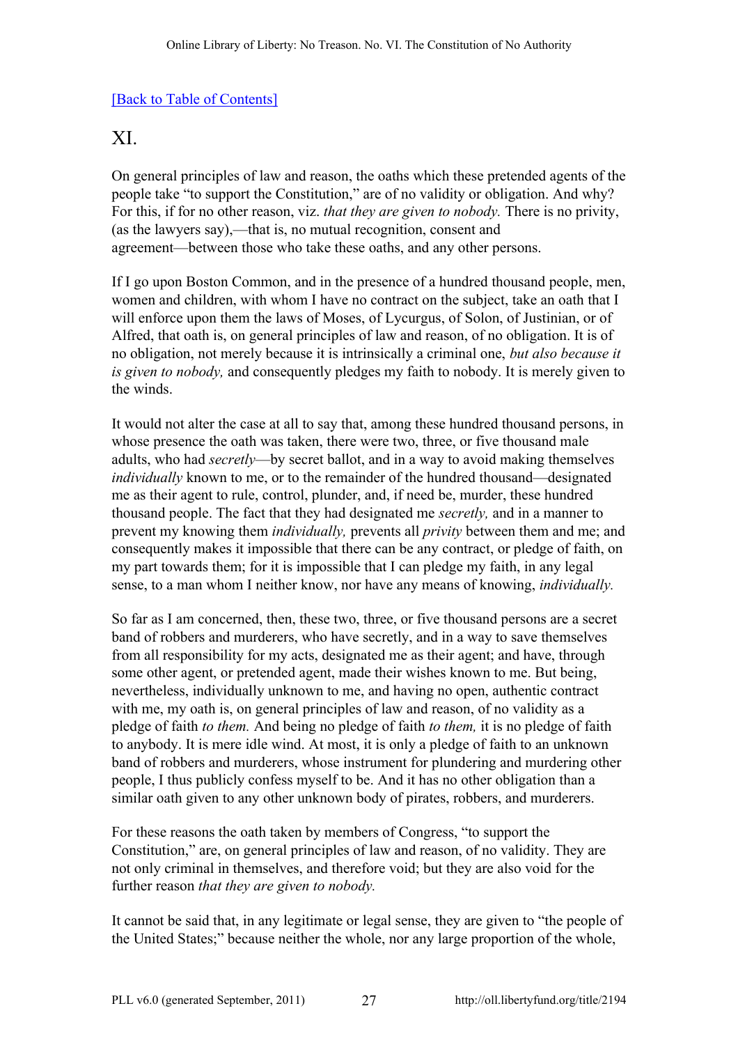[Back to Table of Contents]

## XI.

On general principles of law and reason, the oaths which these pretended agents of the people take "to support the Constitution," are of no validity or obligation. And why? For this, if for no other reason, viz. *that they are given to nobody.* There is no privity, (as the lawyers say),—that is, no mutual recognition, consent and agreement—between those who take these oaths, and any other persons.

If I go upon Boston Common, and in the presence of a hundred thousand people, men, women and children, with whom I have no contract on the subject, take an oath that I will enforce upon them the laws of Moses, of Lycurgus, of Solon, of Justinian, or of Alfred, that oath is, on general principles of law and reason, of no obligation. It is of no obligation, not merely because it is intrinsically a criminal one, *but also because it is given to nobody,* and consequently pledges my faith to nobody. It is merely given to the winds.

It would not alter the case at all to say that, among these hundred thousand persons, in whose presence the oath was taken, there were two, three, or five thousand male adults, who had *secretly*—by secret ballot, and in a way to avoid making themselves *individually* known to me, or to the remainder of the hundred thousand—designated me as their agent to rule, control, plunder, and, if need be, murder, these hundred thousand people. The fact that they had designated me *secretly,* and in a manner to prevent my knowing them *individually,* prevents all *privity* between them and me; and consequently makes it impossible that there can be any contract, or pledge of faith, on my part towards them; for it is impossible that I can pledge my faith, in any legal sense, to a man whom I neither know, nor have any means of knowing, *individually.*

So far as I am concerned, then, these two, three, or five thousand persons are a secret band of robbers and murderers, who have secretly, and in a way to save themselves from all responsibility for my acts, designated me as their agent; and have, through some other agent, or pretended agent, made their wishes known to me. But being, nevertheless, individually unknown to me, and having no open, authentic contract with me, my oath is, on general principles of law and reason, of no validity as a pledge of faith *to them.* And being no pledge of faith *to them,* it is no pledge of faith to anybody. It is mere idle wind. At most, it is only a pledge of faith to an unknown band of robbers and murderers, whose instrument for plundering and murdering other people, I thus publicly confess myself to be. And it has no other obligation than a similar oath given to any other unknown body of pirates, robbers, and murderers.

For these reasons the oath taken by members of Congress, "to support the Constitution," are, on general principles of law and reason, of no validity. They are not only criminal in themselves, and therefore void; but they are also void for the further reason *that they are given to nobody.*

It cannot be said that, in any legitimate or legal sense, they are given to "the people of the United States;" because neither the whole, nor any large proportion of the whole,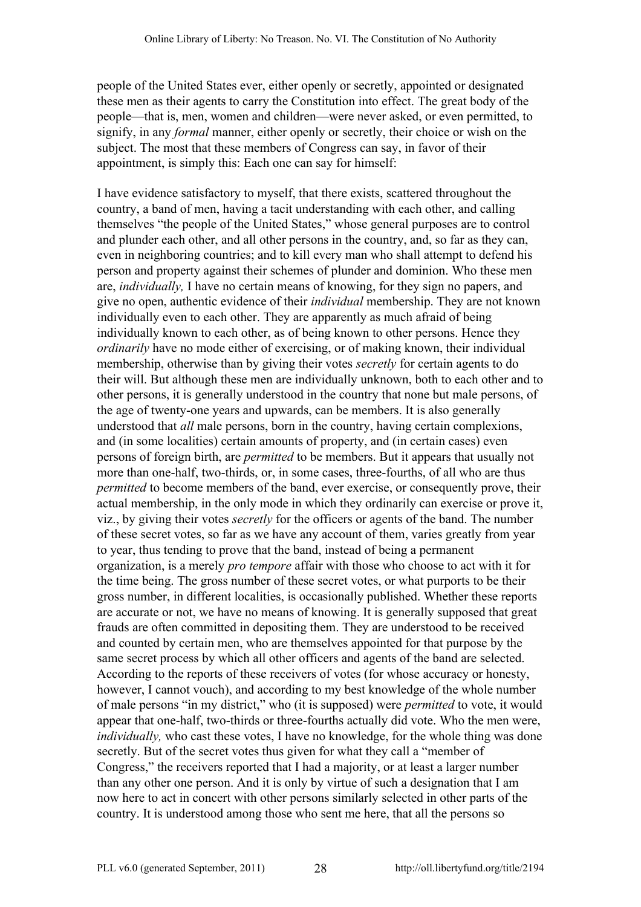people of the United States ever, either openly or secretly, appointed or designated these men as their agents to carry the Constitution into effect. The great body of the people—that is, men, women and children—were never asked, or even permitted, to signify, in any *formal* manner, either openly or secretly, their choice or wish on the subject. The most that these members of Congress can say, in favor of their appointment, is simply this: Each one can say for himself:

I have evidence satisfactory to myself, that there exists, scattered throughout the country, a band of men, having a tacit understanding with each other, and calling themselves "the people of the United States," whose general purposes are to control and plunder each other, and all other persons in the country, and, so far as they can, even in neighboring countries; and to kill every man who shall attempt to defend his person and property against their schemes of plunder and dominion. Who these men are, *individually,* I have no certain means of knowing, for they sign no papers, and give no open, authentic evidence of their *individual* membership. They are not known individually even to each other. They are apparently as much afraid of being individually known to each other, as of being known to other persons. Hence they *ordinarily* have no mode either of exercising, or of making known, their individual membership, otherwise than by giving their votes *secretly* for certain agents to do their will. But although these men are individually unknown, both to each other and to other persons, it is generally understood in the country that none but male persons, of the age of twenty-one years and upwards, can be members. It is also generally understood that *all* male persons, born in the country, having certain complexions, and (in some localities) certain amounts of property, and (in certain cases) even persons of foreign birth, are *permitted* to be members. But it appears that usually not more than one-half, two-thirds, or, in some cases, three-fourths, of all who are thus *permitted* to become members of the band, ever exercise, or consequently prove, their actual membership, in the only mode in which they ordinarily can exercise or prove it, viz., by giving their votes *secretly* for the officers or agents of the band. The number of these secret votes, so far as we have any account of them, varies greatly from year to year, thus tending to prove that the band, instead of being a permanent organization, is a merely *pro tempore* affair with those who choose to act with it for the time being. The gross number of these secret votes, or what purports to be their gross number, in different localities, is occasionally published. Whether these reports are accurate or not, we have no means of knowing. It is generally supposed that great frauds are often committed in depositing them. They are understood to be received and counted by certain men, who are themselves appointed for that purpose by the same secret process by which all other officers and agents of the band are selected. According to the reports of these receivers of votes (for whose accuracy or honesty, however, I cannot vouch), and according to my best knowledge of the whole number of male persons "in my district," who (it is supposed) were *permitted* to vote, it would appear that one-half, two-thirds or three-fourths actually did vote. Who the men were, *individually,* who cast these votes, I have no knowledge, for the whole thing was done secretly. But of the secret votes thus given for what they call a "member of Congress," the receivers reported that I had a majority, or at least a larger number than any other one person. And it is only by virtue of such a designation that I am now here to act in concert with other persons similarly selected in other parts of the country. It is understood among those who sent me here, that all the persons so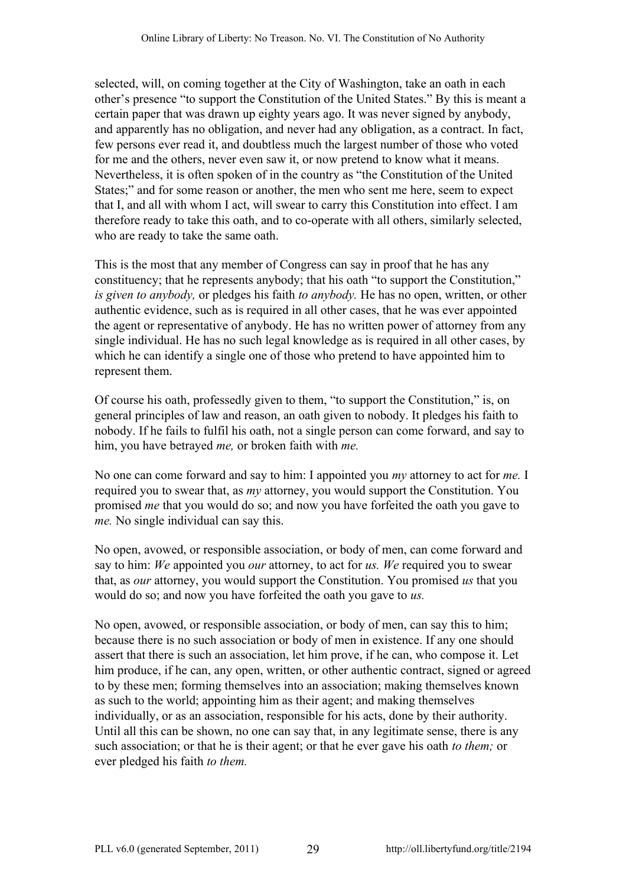selected, will, on coming together at the City of Washington, take an oath in each other's presence "to support the Constitution of the United States." By this is meant a certain paper that was drawn up eighty years ago. It was never signed by anybody, and apparently has no obligation, and never had any obligation, as a contract. In fact, few persons ever read it, and doubtless much the largest number of those who voted for me and the others, never even saw it, or now pretend to know what it means. Nevertheless, it is often spoken of in the country as "the Constitution of the United States;" and for some reason or another, the men who sent me here, seem to expect that I, and all with whom I act, will swear to carry this Constitution into effect. I am therefore ready to take this oath, and to co-operate with all others, similarly selected, who are ready to take the same oath.

This is the most that any member of Congress can say in proof that he has any constituency; that he represents anybody; that his oath "to support the Constitution," *is given to anybody,* or pledges his faith *to anybody.* He has no open, written, or other authentic evidence, such as is required in all other cases, that he was ever appointed the agent or representative of anybody. He has no written power of attorney from any single individual. He has no such legal knowledge as is required in all other cases, by which he can identify a single one of those who pretend to have appointed him to represent them.

Of course his oath, professedly given to them, "to support the Constitution," is, on general principles of law and reason, an oath given to nobody. It pledges his faith to nobody. If he fails to fulfil his oath, not a single person can come forward, and say to him, you have betrayed *me,* or broken faith with *me.*

No one can come forward and say to him: I appointed you *my* attorney to act for *me.* I required you to swear that, as *my* attorney, you would support the Constitution. You promised *me* that you would do so; and now you have forfeited the oath you gave to *me.* No single individual can say this.

No open, avowed, or responsible association, or body of men, can come forward and say to him: *We* appointed you *our* attorney, to act for *us. We* required you to swear that, as *our* attorney, you would support the Constitution. You promised *us* that you would do so; and now you have forfeited the oath you gave to *us.*

No open, avowed, or responsible association, or body of men, can say this to him; because there is no such association or body of men in existence. If any one should assert that there is such an association, let him prove, if he can, who compose it. Let him produce, if he can, any open, written, or other authentic contract, signed or agreed to by these men; forming themselves into an association; making themselves known as such to the world; appointing him as their agent; and making themselves individually, or as an association, responsible for his acts, done by their authority. Until all this can be shown, no one can say that, in any legitimate sense, there is any such association; or that he is their agent; or that he ever gave his oath *to them;* or ever pledged his faith *to them.*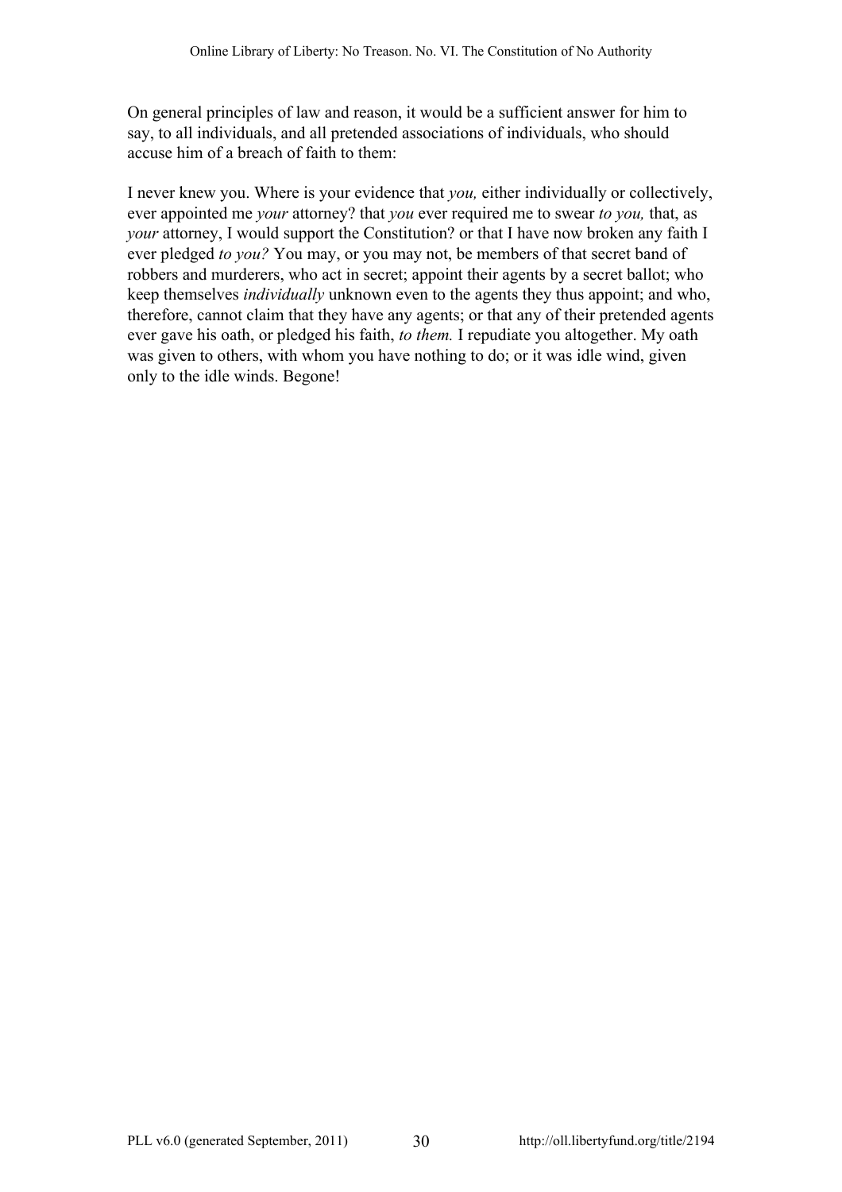On general principles of law and reason, it would be a sufficient answer for him to say, to all individuals, and all pretended associations of individuals, who should accuse him of a breach of faith to them:

I never knew you. Where is your evidence that *you,* either individually or collectively, ever appointed me *your* attorney? that *you* ever required me to swear *to you,* that, as *your* attorney, I would support the Constitution? or that I have now broken any faith I ever pledged *to you?* You may, or you may not, be members of that secret band of robbers and murderers, who act in secret; appoint their agents by a secret ballot; who keep themselves *individually* unknown even to the agents they thus appoint; and who, therefore, cannot claim that they have any agents; or that any of their pretended agents ever gave his oath, or pledged his faith, *to them.* I repudiate you altogether. My oath was given to others, with whom you have nothing to do; or it was idle wind, given only to the idle winds. Begone!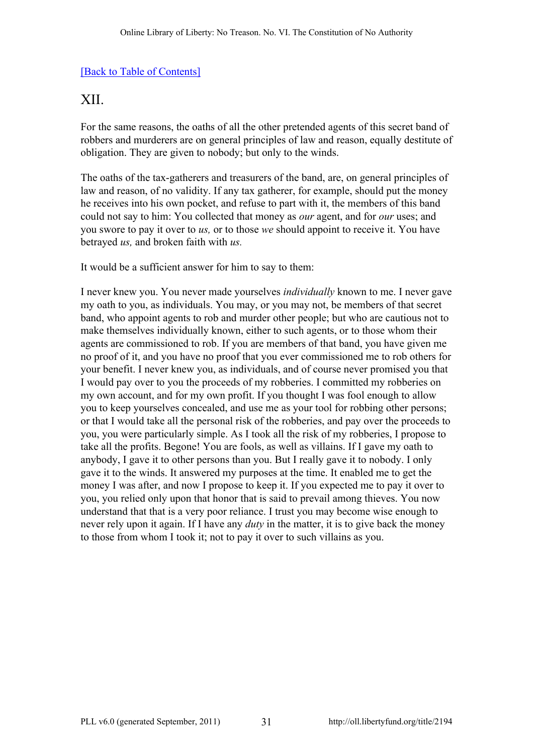[Back to Table of Contents]

## XII.

For the same reasons, the oaths of all the other pretended agents of this secret band of robbers and murderers are on general principles of law and reason, equally destitute of obligation. They are given to nobody; but only to the winds.

The oaths of the tax-gatherers and treasurers of the band, are, on general principles of law and reason, of no validity. If any tax gatherer, for example, should put the money he receives into his own pocket, and refuse to part with it, the members of this band could not say to him: You collected that money as *our* agent, and for *our* uses; and you swore to pay it over to *us,* or to those *we* should appoint to receive it. You have betrayed *us,* and broken faith with *us.*

It would be a sufficient answer for him to say to them:

I never knew you. You never made yourselves *individually* known to me. I never gave my oath to you, as individuals. You may, or you may not, be members of that secret band, who appoint agents to rob and murder other people; but who are cautious not to make themselves individually known, either to such agents, or to those whom their agents are commissioned to rob. If you are members of that band, you have given me no proof of it, and you have no proof that you ever commissioned me to rob others for your benefit. I never knew you, as individuals, and of course never promised you that I would pay over to you the proceeds of my robberies. I committed my robberies on my own account, and for my own profit. If you thought I was fool enough to allow you to keep yourselves concealed, and use me as your tool for robbing other persons; or that I would take all the personal risk of the robberies, and pay over the proceeds to you, you were particularly simple. As I took all the risk of my robberies, I propose to take all the profits. Begone! You are fools, as well as villains. If I gave my oath to anybody, I gave it to other persons than you. But I really gave it to nobody. I only gave it to the winds. It answered my purposes at the time. It enabled me to get the money I was after, and now I propose to keep it. If you expected me to pay it over to you, you relied only upon that honor that is said to prevail among thieves. You now understand that that is a very poor reliance. I trust you may become wise enough to never rely upon it again. If I have any *duty* in the matter, it is to give back the money to those from whom I took it; not to pay it over to such villains as you.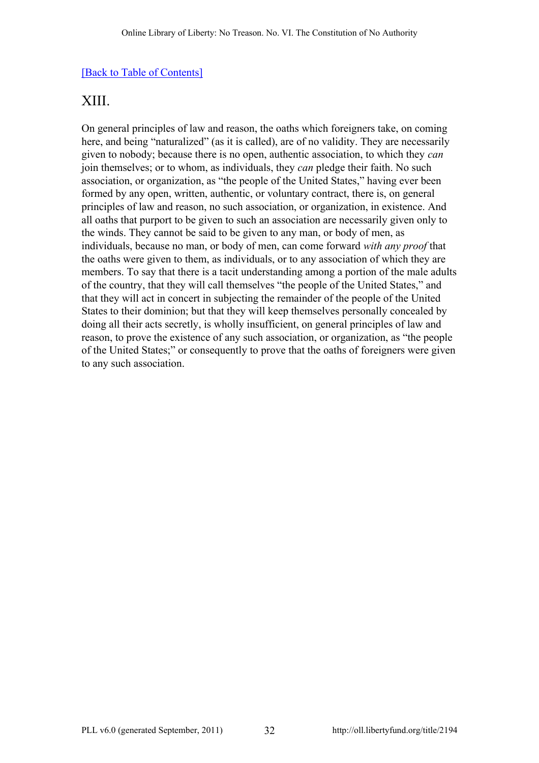[Back to Table of Contents]

## XIII.

On general principles of law and reason, the oaths which foreigners take, on coming here, and being "naturalized" (as it is called), are of no validity. They are necessarily given to nobody; because there is no open, authentic association, to which they *can* join themselves; or to whom, as individuals, they *can* pledge their faith. No such association, or organization, as "the people of the United States," having ever been formed by any open, written, authentic, or voluntary contract, there is, on general principles of law and reason, no such association, or organization, in existence. And all oaths that purport to be given to such an association are necessarily given only to the winds. They cannot be said to be given to any man, or body of men, as individuals, because no man, or body of men, can come forward *with any proof* that the oaths were given to them, as individuals, or to any association of which they are members. To say that there is a tacit understanding among a portion of the male adults of the country, that they will call themselves "the people of the United States," and that they will act in concert in subjecting the remainder of the people of the United States to their dominion; but that they will keep themselves personally concealed by doing all their acts secretly, is wholly insufficient, on general principles of law and reason, to prove the existence of any such association, or organization, as "the people of the United States;" or consequently to prove that the oaths of foreigners were given to any such association.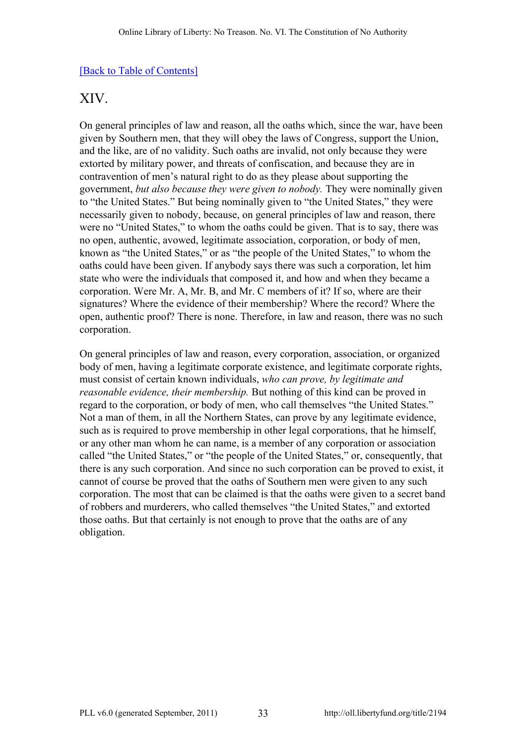[Back to Table of Contents]

## XIV.

On general principles of law and reason, all the oaths which, since the war, have been given by Southern men, that they will obey the laws of Congress, support the Union, and the like, are of no validity. Such oaths are invalid, not only because they were extorted by military power, and threats of confiscation, and because they are in contravention of men's natural right to do as they please about supporting the government, *but also because they were given to nobody.* They were nominally given to "the United States." But being nominally given to "the United States," they were necessarily given to nobody, because, on general principles of law and reason, there were no "United States," to whom the oaths could be given. That is to say, there was no open, authentic, avowed, legitimate association, corporation, or body of men, known as "the United States," or as "the people of the United States," to whom the oaths could have been given. If anybody says there was such a corporation, let him state who were the individuals that composed it, and how and when they became a corporation. Were Mr. A, Mr. B, and Mr. C members of it? If so, where are their signatures? Where the evidence of their membership? Where the record? Where the open, authentic proof? There is none. Therefore, in law and reason, there was no such corporation.

On general principles of law and reason, every corporation, association, or organized body of men, having a legitimate corporate existence, and legitimate corporate rights, must consist of certain known individuals, *who can prove, by legitimate and reasonable evidence, their membership.* But nothing of this kind can be proved in regard to the corporation, or body of men, who call themselves "the United States." Not a man of them, in all the Northern States, can prove by any legitimate evidence, such as is required to prove membership in other legal corporations, that he himself, or any other man whom he can name, is a member of any corporation or association called "the United States," or "the people of the United States," or, consequently, that there is any such corporation. And since no such corporation can be proved to exist, it cannot of course be proved that the oaths of Southern men were given to any such corporation. The most that can be claimed is that the oaths were given to a secret band of robbers and murderers, who called themselves "the United States," and extorted those oaths. But that certainly is not enough to prove that the oaths are of any obligation.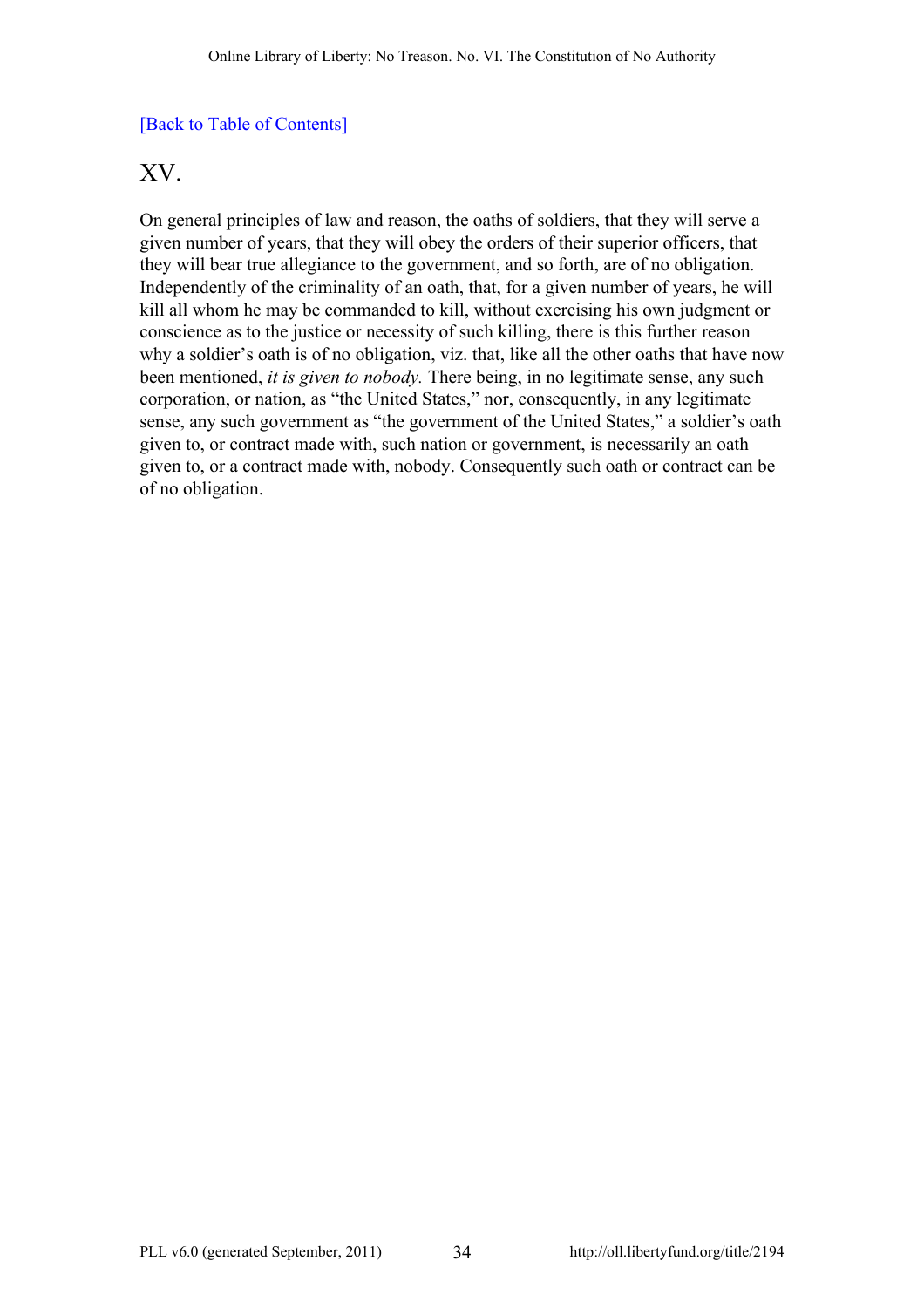[Back to Table of Contents]

## XV.

On general principles of law and reason, the oaths of soldiers, that they will serve a given number of years, that they will obey the orders of their superior officers, that they will bear true allegiance to the government, and so forth, are of no obligation. Independently of the criminality of an oath, that, for a given number of years, he will kill all whom he may be commanded to kill, without exercising his own judgment or conscience as to the justice or necessity of such killing, there is this further reason why a soldier's oath is of no obligation, viz. that, like all the other oaths that have now been mentioned, *it is given to nobody.* There being, in no legitimate sense, any such corporation, or nation, as "the United States," nor, consequently, in any legitimate sense, any such government as "the government of the United States," a soldier's oath given to, or contract made with, such nation or government, is necessarily an oath given to, or a contract made with, nobody. Consequently such oath or contract can be of no obligation.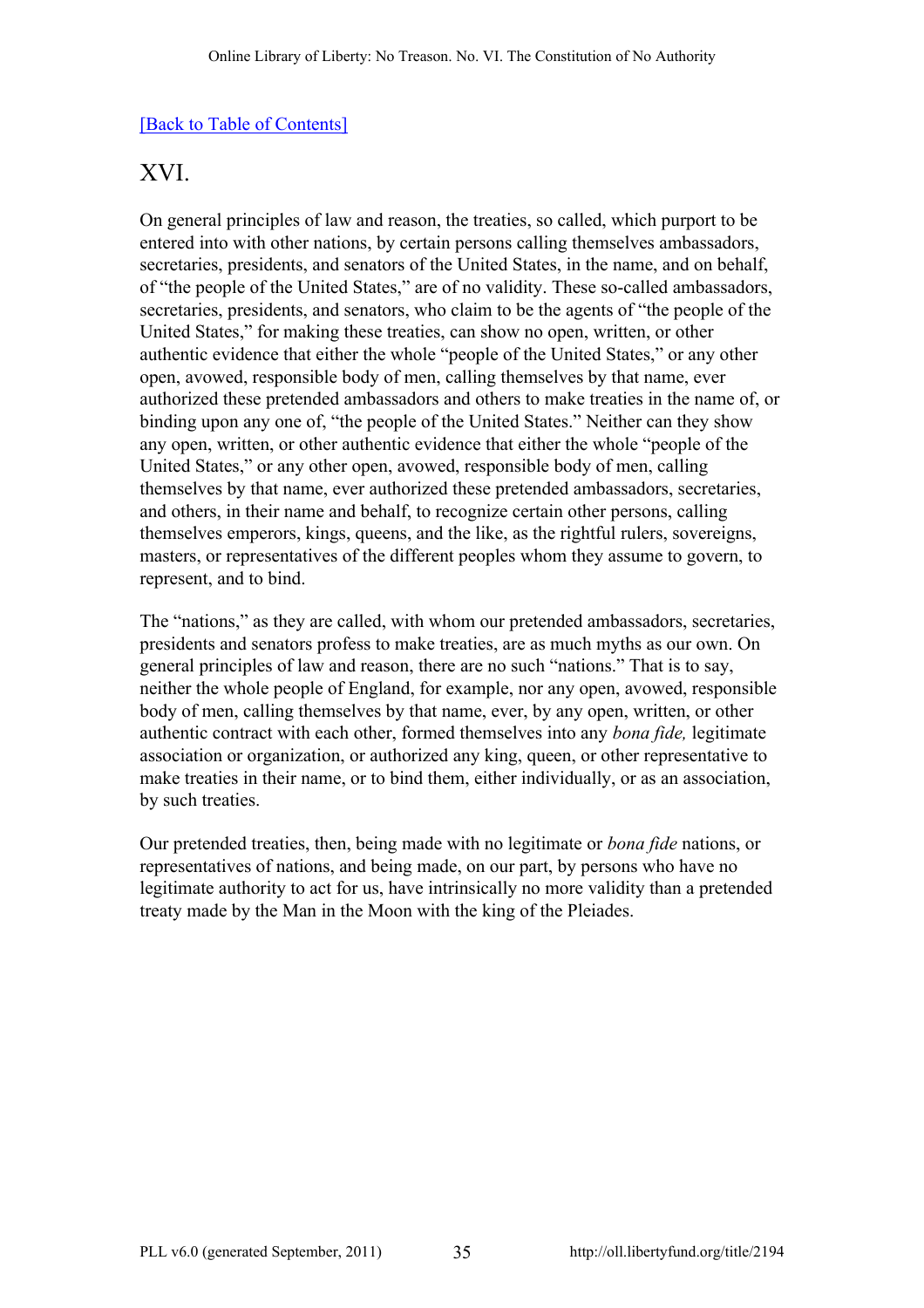[Back to Table of Contents]

## XVI.

On general principles of law and reason, the treaties, so called, which purport to be entered into with other nations, by certain persons calling themselves ambassadors, secretaries, presidents, and senators of the United States, in the name, and on behalf, of "the people of the United States," are of no validity. These so-called ambassadors, secretaries, presidents, and senators, who claim to be the agents of "the people of the United States," for making these treaties, can show no open, written, or other authentic evidence that either the whole "people of the United States," or any other open, avowed, responsible body of men, calling themselves by that name, ever authorized these pretended ambassadors and others to make treaties in the name of, or binding upon any one of, "the people of the United States." Neither can they show any open, written, or other authentic evidence that either the whole "people of the United States," or any other open, avowed, responsible body of men, calling themselves by that name, ever authorized these pretended ambassadors, secretaries, and others, in their name and behalf, to recognize certain other persons, calling themselves emperors, kings, queens, and the like, as the rightful rulers, sovereigns, masters, or representatives of the different peoples whom they assume to govern, to represent, and to bind.

The "nations," as they are called, with whom our pretended ambassadors, secretaries, presidents and senators profess to make treaties, are as much myths as our own. On general principles of law and reason, there are no such "nations." That is to say, neither the whole people of England, for example, nor any open, avowed, responsible body of men, calling themselves by that name, ever, by any open, written, or other authentic contract with each other, formed themselves into any *bona fide,* legitimate association or organization, or authorized any king, queen, or other representative to make treaties in their name, or to bind them, either individually, or as an association, by such treaties.

Our pretended treaties, then, being made with no legitimate or *bona fide* nations, or representatives of nations, and being made, on our part, by persons who have no legitimate authority to act for us, have intrinsically no more validity than a pretended treaty made by the Man in the Moon with the king of the Pleiades.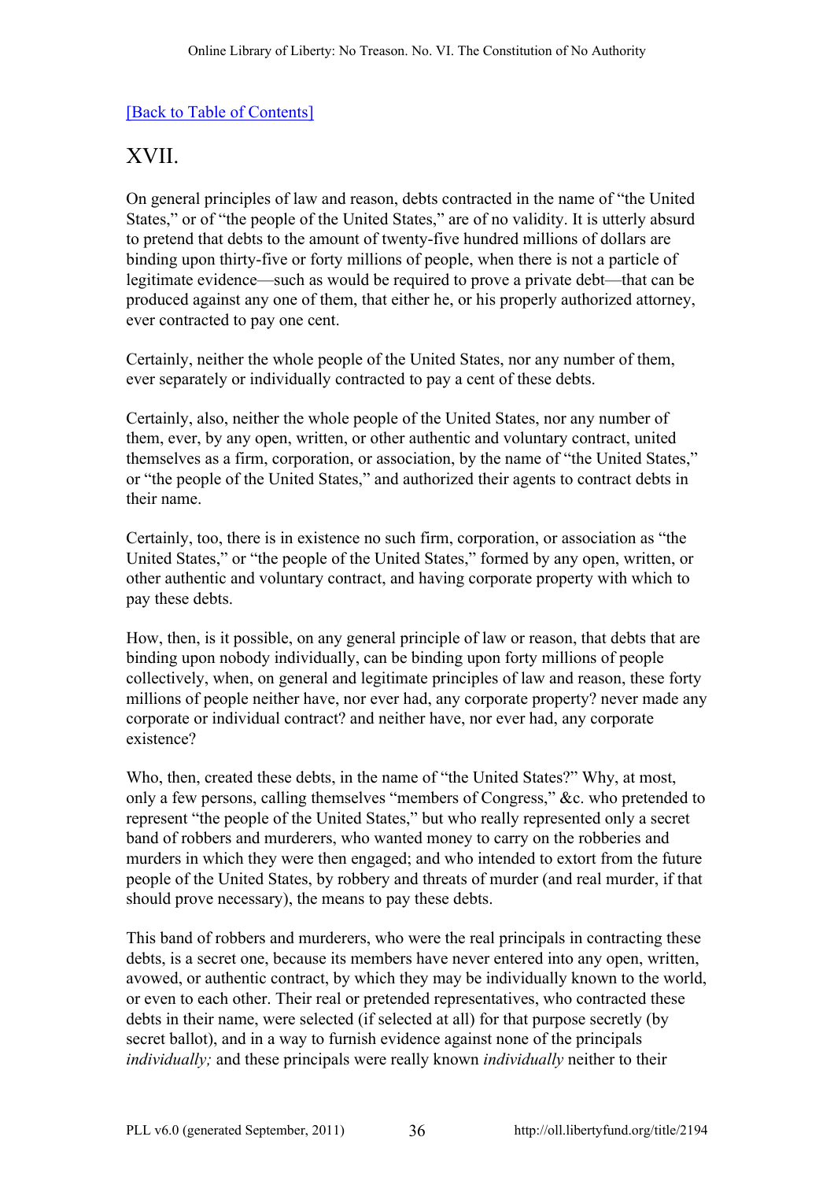[Back to Table of Contents]

## XVII.

On general principles of law and reason, debts contracted in the name of "the United States," or of "the people of the United States," are of no validity. It is utterly absurd to pretend that debts to the amount of twenty-five hundred millions of dollars are binding upon thirty-five or forty millions of people, when there is not a particle of legitimate evidence—such as would be required to prove a private debt—that can be produced against any one of them, that either he, or his properly authorized attorney, ever contracted to pay one cent.

Certainly, neither the whole people of the United States, nor any number of them, ever separately or individually contracted to pay a cent of these debts.

Certainly, also, neither the whole people of the United States, nor any number of them, ever, by any open, written, or other authentic and voluntary contract, united themselves as a firm, corporation, or association, by the name of "the United States," or "the people of the United States," and authorized their agents to contract debts in their name.

Certainly, too, there is in existence no such firm, corporation, or association as "the United States," or "the people of the United States," formed by any open, written, or other authentic and voluntary contract, and having corporate property with which to pay these debts.

How, then, is it possible, on any general principle of law or reason, that debts that are binding upon nobody individually, can be binding upon forty millions of people collectively, when, on general and legitimate principles of law and reason, these forty millions of people neither have, nor ever had, any corporate property? never made any corporate or individual contract? and neither have, nor ever had, any corporate existence?

Who, then, created these debts, in the name of "the United States?" Why, at most, only a few persons, calling themselves "members of Congress," &c. who pretended to represent "the people of the United States," but who really represented only a secret band of robbers and murderers, who wanted money to carry on the robberies and murders in which they were then engaged; and who intended to extort from the future people of the United States, by robbery and threats of murder (and real murder, if that should prove necessary), the means to pay these debts.

This band of robbers and murderers, who were the real principals in contracting these debts, is a secret one, because its members have never entered into any open, written, avowed, or authentic contract, by which they may be individually known to the world, or even to each other. Their real or pretended representatives, who contracted these debts in their name, were selected (if selected at all) for that purpose secretly (by secret ballot), and in a way to furnish evidence against none of the principals *individually;* and these principals were really known *individually* neither to their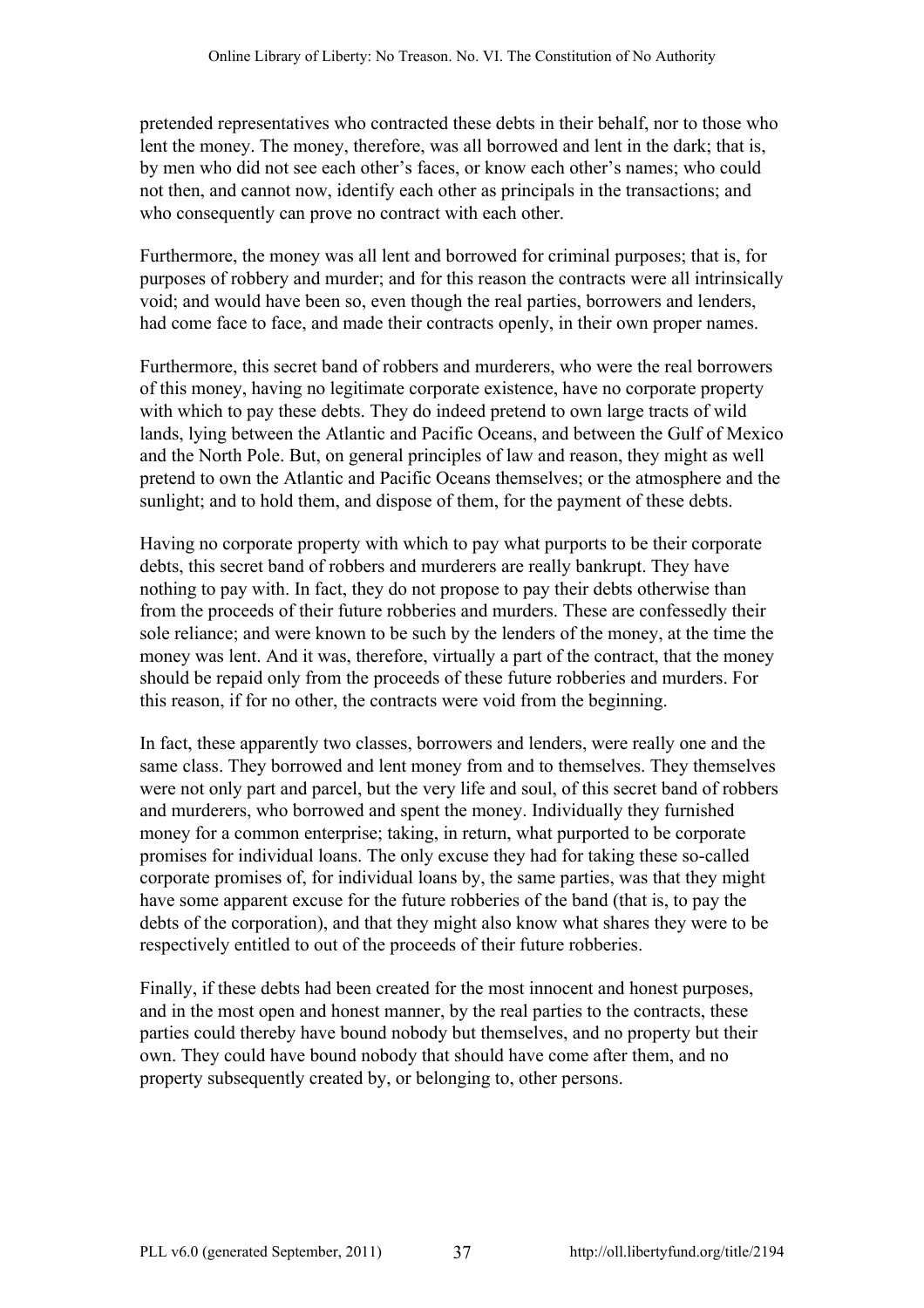pretended representatives who contracted these debts in their behalf, nor to those who lent the money. The money, therefore, was all borrowed and lent in the dark; that is, by men who did not see each other's faces, or know each other's names; who could not then, and cannot now, identify each other as principals in the transactions; and who consequently can prove no contract with each other.

Furthermore, the money was all lent and borrowed for criminal purposes; that is, for purposes of robbery and murder; and for this reason the contracts were all intrinsically void; and would have been so, even though the real parties, borrowers and lenders, had come face to face, and made their contracts openly, in their own proper names.

Furthermore, this secret band of robbers and murderers, who were the real borrowers of this money, having no legitimate corporate existence, have no corporate property with which to pay these debts. They do indeed pretend to own large tracts of wild lands, lying between the Atlantic and Pacific Oceans, and between the Gulf of Mexico and the North Pole. But, on general principles of law and reason, they might as well pretend to own the Atlantic and Pacific Oceans themselves; or the atmosphere and the sunlight; and to hold them, and dispose of them, for the payment of these debts.

Having no corporate property with which to pay what purports to be their corporate debts, this secret band of robbers and murderers are really bankrupt. They have nothing to pay with. In fact, they do not propose to pay their debts otherwise than from the proceeds of their future robberies and murders. These are confessedly their sole reliance; and were known to be such by the lenders of the money, at the time the money was lent. And it was, therefore, virtually a part of the contract, that the money should be repaid only from the proceeds of these future robberies and murders. For this reason, if for no other, the contracts were void from the beginning.

In fact, these apparently two classes, borrowers and lenders, were really one and the same class. They borrowed and lent money from and to themselves. They themselves were not only part and parcel, but the very life and soul, of this secret band of robbers and murderers, who borrowed and spent the money. Individually they furnished money for a common enterprise; taking, in return, what purported to be corporate promises for individual loans. The only excuse they had for taking these so-called corporate promises of, for individual loans by, the same parties, was that they might have some apparent excuse for the future robberies of the band (that is, to pay the debts of the corporation), and that they might also know what shares they were to be respectively entitled to out of the proceeds of their future robberies.

Finally, if these debts had been created for the most innocent and honest purposes, and in the most open and honest manner, by the real parties to the contracts, these parties could thereby have bound nobody but themselves, and no property but their own. They could have bound nobody that should have come after them, and no property subsequently created by, or belonging to, other persons.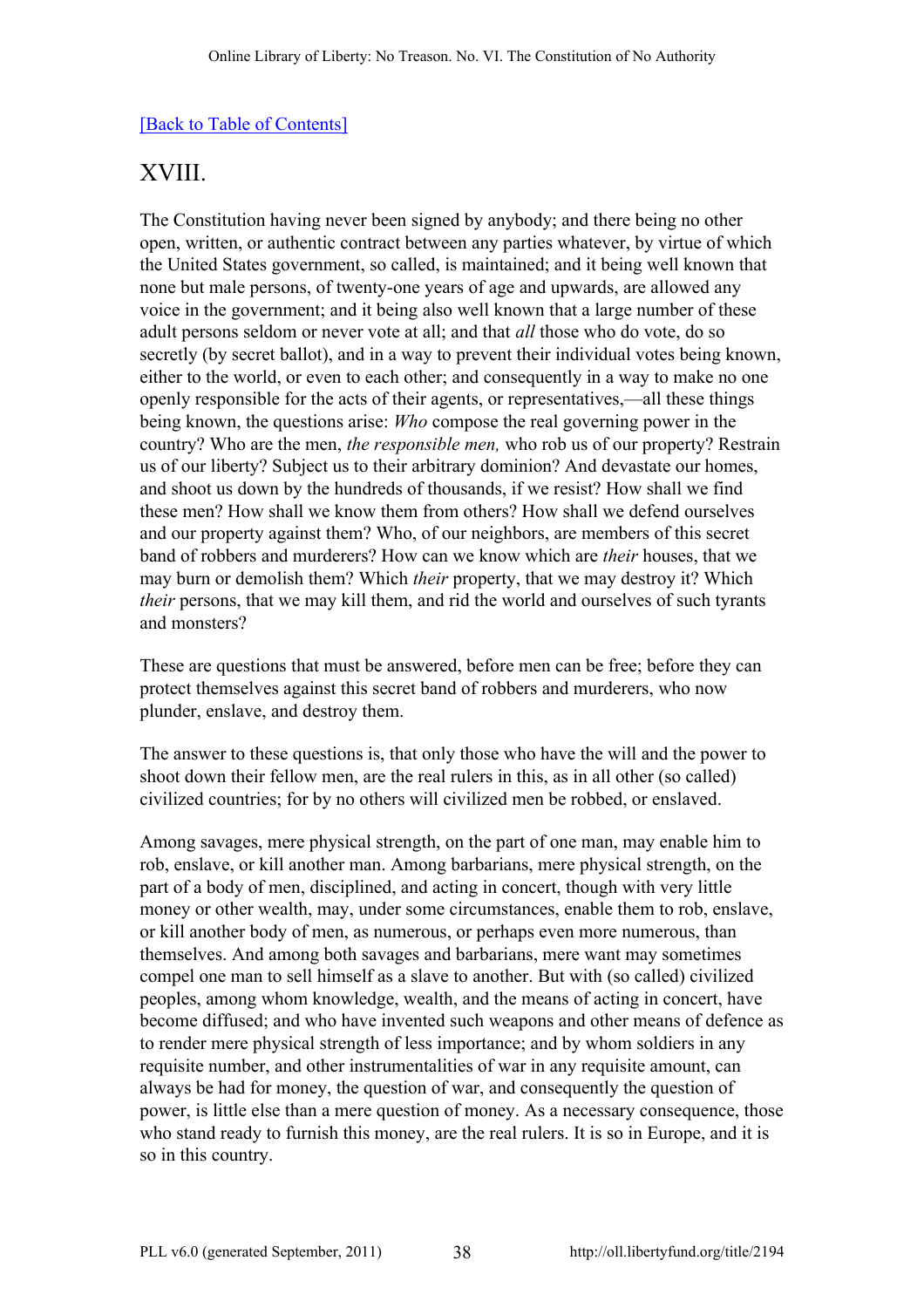[Back to Table of Contents]

## XVIII.

The Constitution having never been signed by anybody; and there being no other open, written, or authentic contract between any parties whatever, by virtue of which the United States government, so called, is maintained; and it being well known that none but male persons, of twenty-one years of age and upwards, are allowed any voice in the government; and it being also well known that a large number of these adult persons seldom or never vote at all; and that *all* those who do vote, do so secretly (by secret ballot), and in a way to prevent their individual votes being known, either to the world, or even to each other; and consequently in a way to make no one openly responsible for the acts of their agents, or representatives,—all these things being known, the questions arise: *Who* compose the real governing power in the country? Who are the men, *the responsible men,* who rob us of our property? Restrain us of our liberty? Subject us to their arbitrary dominion? And devastate our homes, and shoot us down by the hundreds of thousands, if we resist? How shall we find these men? How shall we know them from others? How shall we defend ourselves and our property against them? Who, of our neighbors, are members of this secret band of robbers and murderers? How can we know which are *their* houses, that we may burn or demolish them? Which *their* property, that we may destroy it? Which *their* persons, that we may kill them, and rid the world and ourselves of such tyrants and monsters?

These are questions that must be answered, before men can be free; before they can protect themselves against this secret band of robbers and murderers, who now plunder, enslave, and destroy them.

The answer to these questions is, that only those who have the will and the power to shoot down their fellow men, are the real rulers in this, as in all other (so called) civilized countries; for by no others will civilized men be robbed, or enslaved.

Among savages, mere physical strength, on the part of one man, may enable him to rob, enslave, or kill another man. Among barbarians, mere physical strength, on the part of a body of men, disciplined, and acting in concert, though with very little money or other wealth, may, under some circumstances, enable them to rob, enslave, or kill another body of men, as numerous, or perhaps even more numerous, than themselves. And among both savages and barbarians, mere want may sometimes compel one man to sell himself as a slave to another. But with (so called) civilized peoples, among whom knowledge, wealth, and the means of acting in concert, have become diffused; and who have invented such weapons and other means of defence as to render mere physical strength of less importance; and by whom soldiers in any requisite number, and other instrumentalities of war in any requisite amount, can always be had for money, the question of war, and consequently the question of power, is little else than a mere question of money. As a necessary consequence, those who stand ready to furnish this money, are the real rulers. It is so in Europe, and it is so in this country.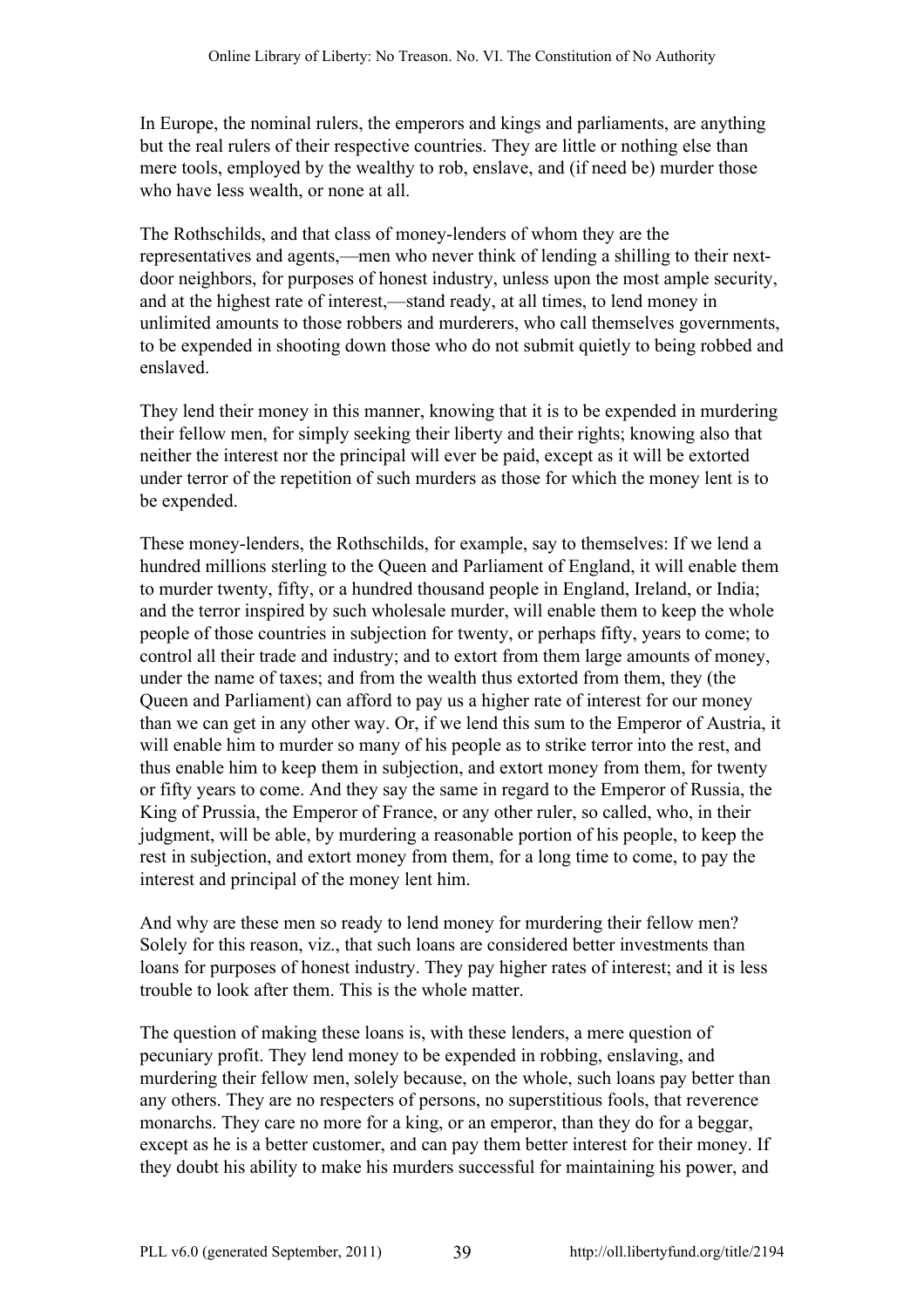In Europe, the nominal rulers, the emperors and kings and parliaments, are anything but the real rulers of their respective countries. They are little or nothing else than mere tools, employed by the wealthy to rob, enslave, and (if need be) murder those who have less wealth, or none at all.

The Rothschilds, and that class of money-lenders of whom they are the representatives and agents,—men who never think of lending a shilling to their next-door neighbors, for purposes of honest industry, unless upon the most ample security, and at the highest rate of interest,—stand ready, at all times, to lend money in unlimited amounts to those robbers and murderers, who call themselves governments, to be expended in shooting down those who do not submit quietly to being robbed and enslaved.

They lend their money in this manner, knowing that it is to be expended in murdering their fellow men, for simply seeking their liberty and their rights; knowing also that neither the interest nor the principal will ever be paid, except as it will be extorted under terror of the repetition of such murders as those for which the money lent is to be expended.

These money-lenders, the Rothschilds, for example, say to themselves: If we lend a hundred millions sterling to the Queen and Parliament of England, it will enable them to murder twenty, fifty, or a hundred thousand people in England, Ireland, or India; and the terror inspired by such wholesale murder, will enable them to keep the whole people of those countries in subjection for twenty, or perhaps fifty, years to come; to control all their trade and industry; and to extort from them large amounts of money, under the name of taxes; and from the wealth thus extorted from them, they (the Queen and Parliament) can afford to pay us a higher rate of interest for our money than we can get in any other way. Or, if we lend this sum to the Emperor of Austria, it will enable him to murder so many of his people as to strike terror into the rest, and thus enable him to keep them in subjection, and extort money from them, for twenty or fifty years to come. And they say the same in regard to the Emperor of Russia, the King of Prussia, the Emperor of France, or any other ruler, so called, who, in their judgment, will be able, by murdering a reasonable portion of his people, to keep the rest in subjection, and extort money from them, for a long time to come, to pay the interest and principal of the money lent him.

And why are these men so ready to lend money for murdering their fellow men? Solely for this reason, viz., that such loans are considered better investments than loans for purposes of honest industry. They pay higher rates of interest; and it is less trouble to look after them. This is the whole matter.

The question of making these loans is, with these lenders, a mere question of pecuniary profit. They lend money to be expended in robbing, enslaving, and murdering their fellow men, solely because, on the whole, such loans pay better than any others. They are no respecters of persons, no superstitious fools, that reverence monarchs. They care no more for a king, or an emperor, than they do for a beggar, except as he is a better customer, and can pay them better interest for their money. If they doubt his ability to make his murders successful for maintaining his power, and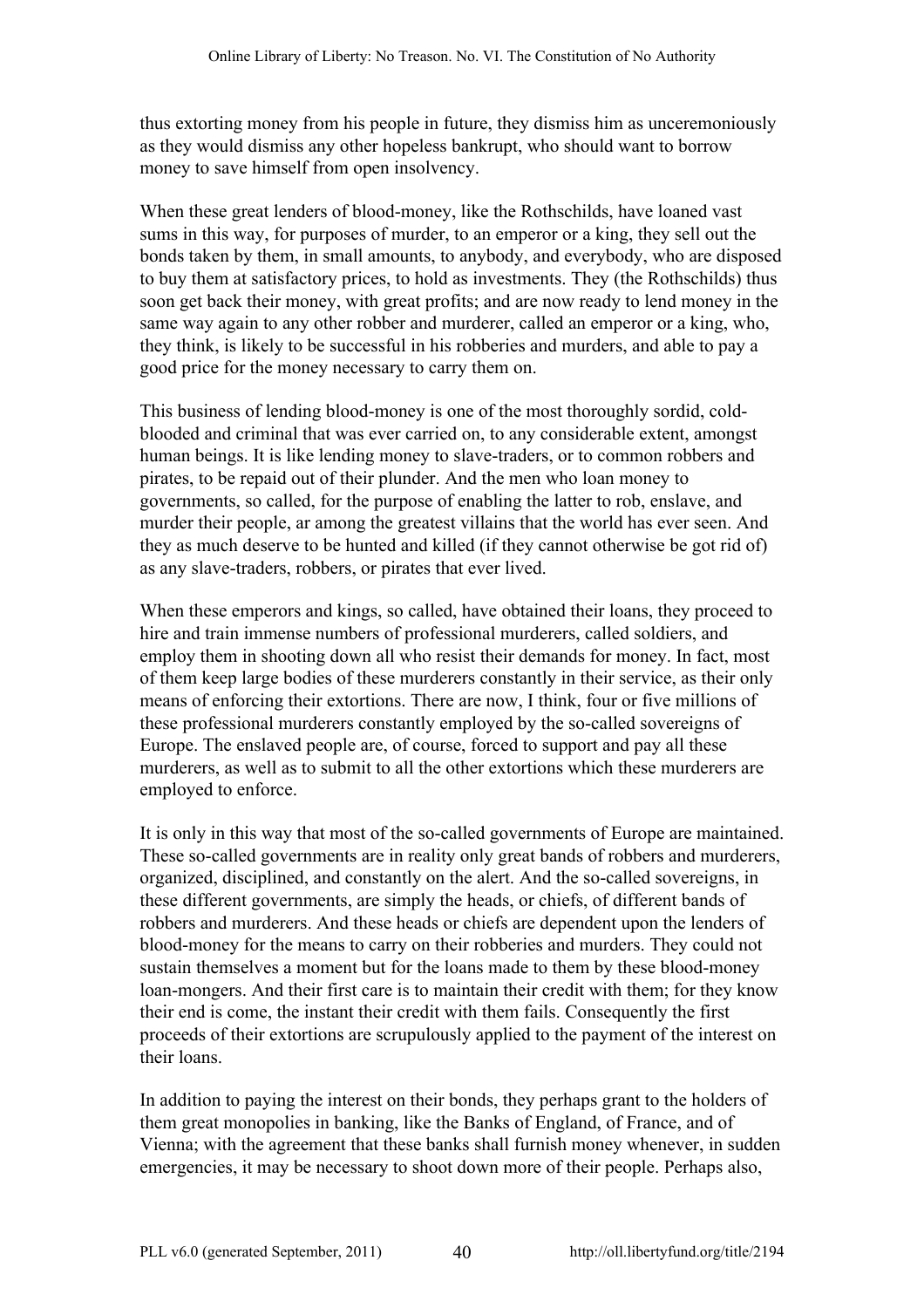thus extorting money from his people in future, they dismiss him as unceremoniously as they would dismiss any other hopeless bankrupt, who should want to borrow money to save himself from open insolvency.

When these great lenders of blood-money, like the Rothschilds, have loaned vast sums in this way, for purposes of murder, to an emperor or a king, they sell out the bonds taken by them, in small amounts, to anybody, and everybody, who are disposed to buy them at satisfactory prices, to hold as investments. They (the Rothschilds) thus soon get back their money, with great profits; and are now ready to lend money in the same way again to any other robber and murderer, called an emperor or a king, who, they think, is likely to be successful in his robberies and murders, and able to pay a good price for the money necessary to carry them on.

This business of lending blood-money is one of the most thoroughly sordid, cold-blooded and criminal that was ever carried on, to any considerable extent, amongst human beings. It is like lending money to slave-traders, or to common robbers and pirates, to be repaid out of their plunder. And the men who loan money to governments, so called, for the purpose of enabling the latter to rob, enslave, and murder their people, ar among the greatest villains that the world has ever seen. And they as much deserve to be hunted and killed (if they cannot otherwise be got rid of) as any slave-traders, robbers, or pirates that ever lived.

When these emperors and kings, so called, have obtained their loans, they proceed to hire and train immense numbers of professional murderers, called soldiers, and employ them in shooting down all who resist their demands for money. In fact, most of them keep large bodies of these murderers constantly in their service, as their only means of enforcing their extortions. There are now, I think, four or five millions of these professional murderers constantly employed by the so-called sovereigns of Europe. The enslaved people are, of course, forced to support and pay all these murderers, as well as to submit to all the other extortions which these murderers are employed to enforce.

It is only in this way that most of the so-called governments of Europe are maintained. These so-called governments are in reality only great bands of robbers and murderers, organized, disciplined, and constantly on the alert. And the so-called sovereigns, in these different governments, are simply the heads, or chiefs, of different bands of robbers and murderers. And these heads or chiefs are dependent upon the lenders of blood-money for the means to carry on their robberies and murders. They could not sustain themselves a moment but for the loans made to them by these blood-money loan-mongers. And their first care is to maintain their credit with them; for they know their end is come, the instant their credit with them fails. Consequently the first proceeds of their extortions are scrupulously applied to the payment of the interest on their loans.

In addition to paying the interest on their bonds, they perhaps grant to the holders of them great monopolies in banking, like the Banks of England, of France, and of Vienna; with the agreement that these banks shall furnish money whenever, in sudden emergencies, it may be necessary to shoot down more of their people. Perhaps also,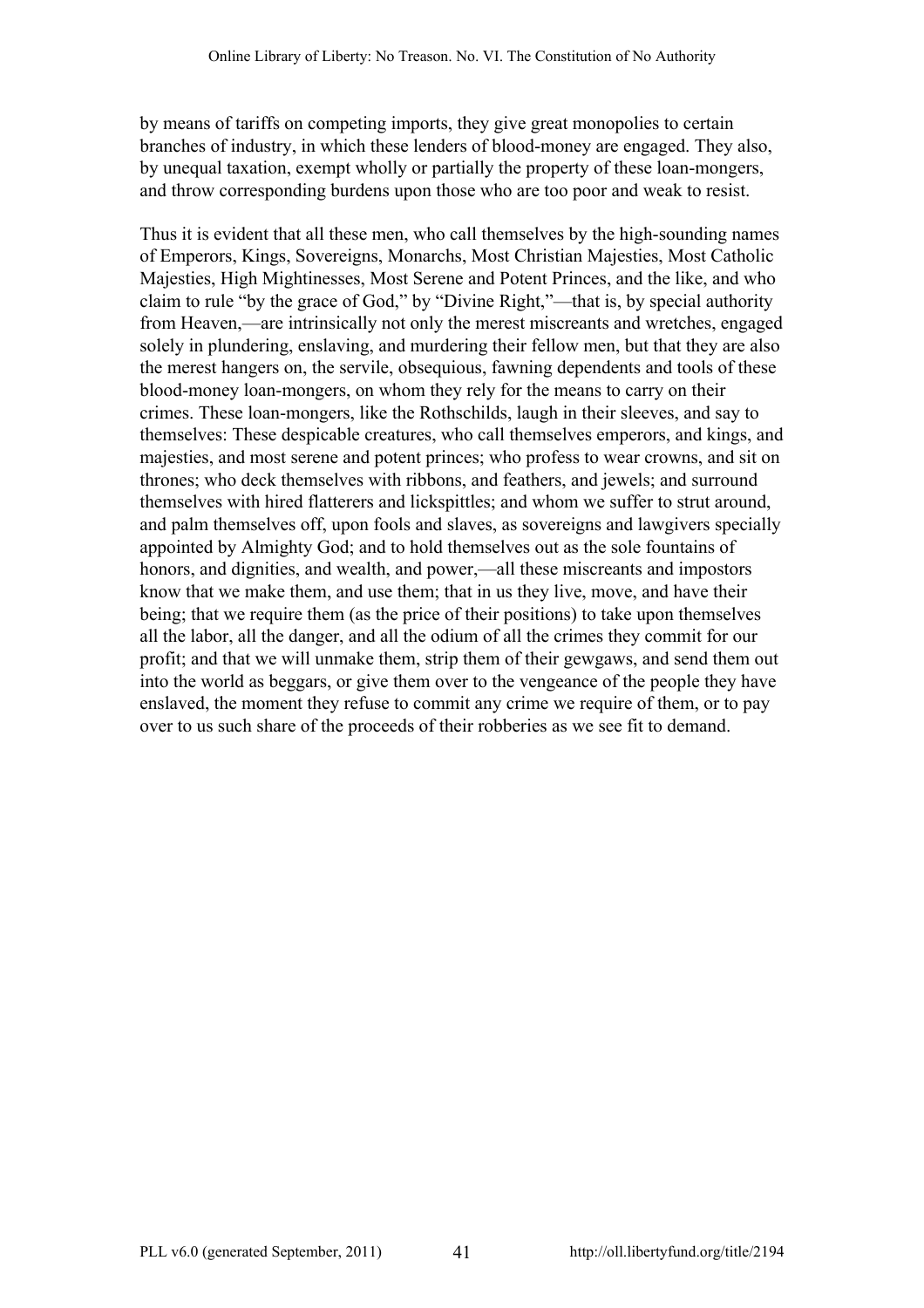by means of tariffs on competing imports, they give great monopolies to certain branches of industry, in which these lenders of blood-money are engaged. They also, by unequal taxation, exempt wholly or partially the property of these loan-mongers, and throw corresponding burdens upon those who are too poor and weak to resist.

Thus it is evident that all these men, who call themselves by the high-sounding names of Emperors, Kings, Sovereigns, Monarchs, Most Christian Majesties, Most Catholic Majesties, High Mightinesses, Most Serene and Potent Princes, and the like, and who claim to rule "by the grace of God," by "Divine Right,"—that is, by special authority from Heaven,—are intrinsically not only the merest miscreants and wretches, engaged solely in plundering, enslaving, and murdering their fellow men, but that they are also the merest hangers on, the servile, obsequious, fawning dependents and tools of these blood-money loan-mongers, on whom they rely for the means to carry on their crimes. These loan-mongers, like the Rothschilds, laugh in their sleeves, and say to themselves: These despicable creatures, who call themselves emperors, and kings, and majesties, and most serene and potent princes; who profess to wear crowns, and sit on thrones; who deck themselves with ribbons, and feathers, and jewels; and surround themselves with hired flatterers and lickspittles; and whom we suffer to strut around, and palm themselves off, upon fools and slaves, as sovereigns and lawgivers specially appointed by Almighty God; and to hold themselves out as the sole fountains of honors, and dignities, and wealth, and power,—all these miscreants and impostors know that we make them, and use them; that in us they live, move, and have their being; that we require them (as the price of their positions) to take upon themselves all the labor, all the danger, and all the odium of all the crimes they commit for our profit; and that we will unmake them, strip them of their gewgaws, and send them out into the world as beggars, or give them over to the vengeance of the people they have enslaved, the moment they refuse to commit any crime we require of them, or to pay over to us such share of the proceeds of their robberies as we see fit to demand.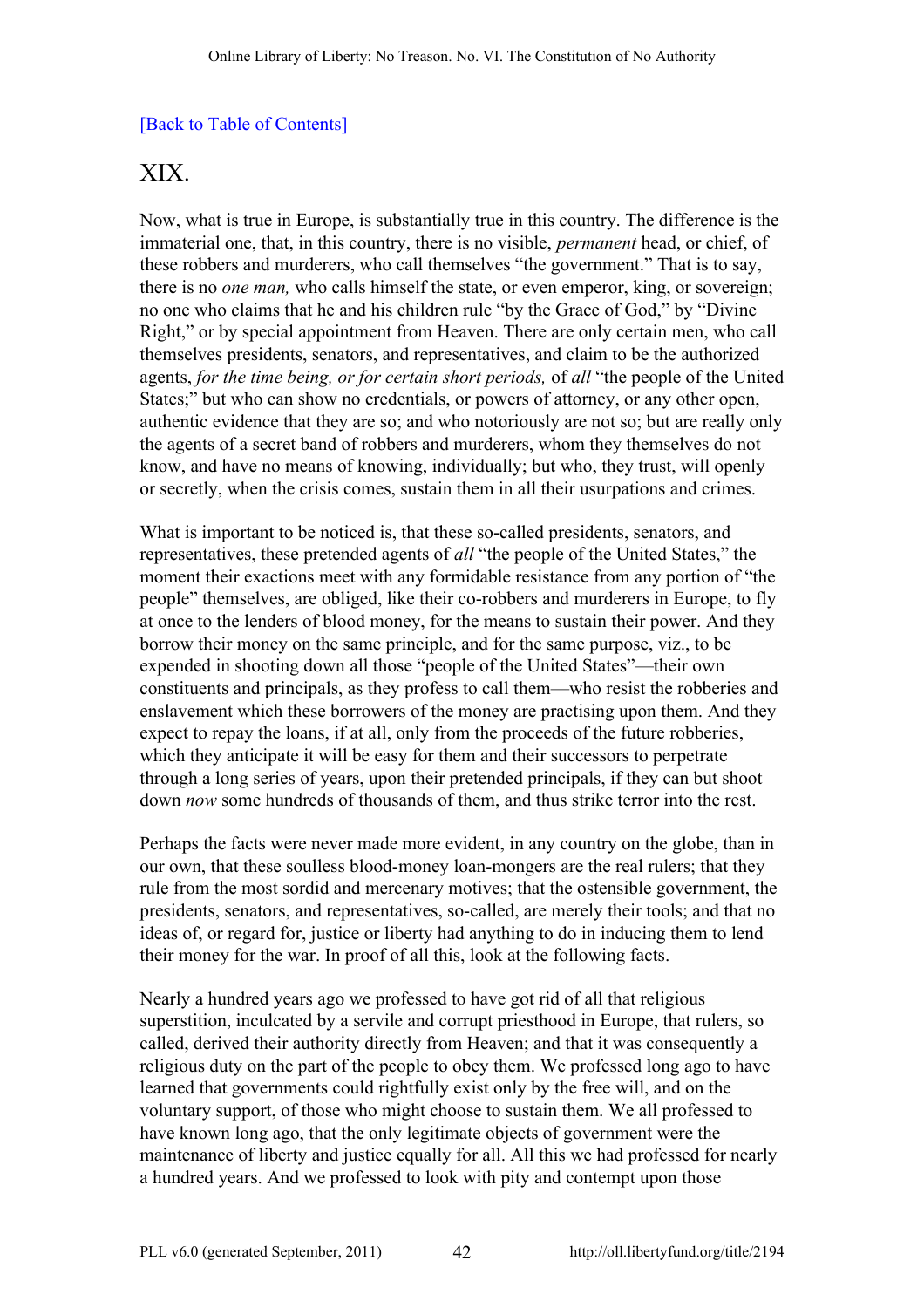[Back to Table of Contents]

## XIX.

Now, what is true in Europe, is substantially true in this country. The difference is the immaterial one, that, in this country, there is no visible, *permanent* head, or chief, of these robbers and murderers, who call themselves "the government." That is to say, there is no *one man,* who calls himself the state, or even emperor, king, or sovereign; no one who claims that he and his children rule "by the Grace of God," by "Divine Right," or by special appointment from Heaven. There are only certain men, who call themselves presidents, senators, and representatives, and claim to be the authorized agents, *for the time being, or for certain short periods,* of *all* "the people of the United States;" but who can show no credentials, or powers of attorney, or any other open, authentic evidence that they are so; and who notoriously are not so; but are really only the agents of a secret band of robbers and murderers, whom they themselves do not know, and have no means of knowing, individually; but who, they trust, will openly or secretly, when the crisis comes, sustain them in all their usurpations and crimes.

What is important to be noticed, is, that these so-called presidents, senators, and representatives, these pretended agents of *all* "the people of the United States," the moment their exactions meet with any formidable resistance from any portion of "the people" themselves, are obliged, like their co-robbers and murderers in Europe, to fly at once to the lenders of blood money, for the means to sustain their power. And they borrow their money on the same principle, and for the same purpose, viz., to be expended in shooting down all those "people of the United States"—their own constituents and principals, as they profess to call them—who resist the robberies and enslavement which these borrowers of the money are practising upon them. And they expect to repay the loans, if at all, only from the proceeds of the future robberies, which they anticipate it will be easy for them and their successors to perpetrate through a long series of years, upon their pretended principals, if they can but shoot down *now* some hundreds of thousands of them, and thus strike terror into the rest.

Perhaps the facts were never made more evident, in any country on the globe, than in our own, that these soulless blood-money loan-mongers are the real rulers; that they rule from the most sordid and mercenary motives; that the ostensible government, the presidents, senators, and representatives, so-called, are merely their tools; and that no ideas of, or regard for, justice or liberty had anything to do in inducing them to lend their money for the war. In proof of all this, look at the following facts.

Nearly a hundred years ago we professed to have got rid of all that religious superstition, inculcated by a servile and corrupt priesthood in Europe, that rulers, so called, derived their authority directly from Heaven; and that it was consequently a religious duty on the part of the people to obey them. We professed long ago to have learned that governments could rightfully exist only by the free will, and on the voluntary support, of those who might choose to sustain them. We all professed to have known long ago, that the only legitimate objects of government were the maintenance of liberty and justice equally for all. All this we had professed for nearly a hundred years. And we professed to look with pity and contempt upon those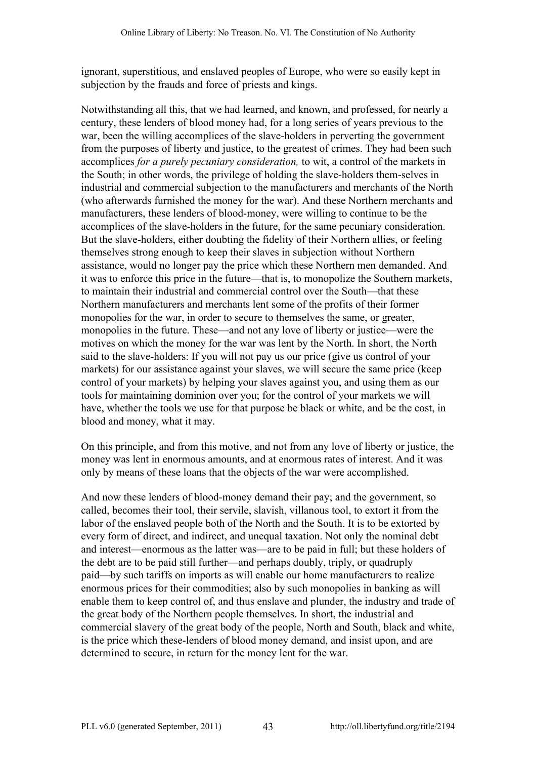ignorant, superstitious, and enslaved peoples of Europe, who were so easily kept in subjection by the frauds and force of priests and kings.

Notwithstanding all this, that we had learned, and known, and professed, for nearly a century, these lenders of blood money had, for a long series of years previous to the war, been the willing accomplices of the slave-holders in perverting the government from the purposes of liberty and justice, to the greatest of crimes. They had been such accomplices *for a purely pecuniary consideration,* to wit, a control of the markets in the South; in other words, the privilege of holding the slave-holders them-selves in industrial and commercial subjection to the manufacturers and merchants of the North (who afterwards furnished the money for the war). And these Northern merchants and manufacturers, these lenders of blood-money, were willing to continue to be the accomplices of the slave-holders in the future, for the same pecuniary consideration. But the slave-holders, either doubting the fidelity of their Northern allies, or feeling themselves strong enough to keep their slaves in subjection without Northern assistance, would no longer pay the price which these Northern men demanded. And it was to enforce this price in the future—that is, to monopolize the Southern markets, to maintain their industrial and commercial control over the South—that these Northern manufacturers and merchants lent some of the profits of their former monopolies for the war, in order to secure to themselves the same, or greater, monopolies in the future. These—and not any love of liberty or justice—were the motives on which the money for the war was lent by the North. In short, the North said to the slave-holders: If you will not pay us our price (give us control of your markets) for our assistance against your slaves, we will secure the same price (keep control of your markets) by helping your slaves against you, and using them as our tools for maintaining dominion over you; for the control of your markets we will have, whether the tools we use for that purpose be black or white, and be the cost, in blood and money, what it may.

On this principle, and from this motive, and not from any love of liberty or justice, the money was lent in enormous amounts, and at enormous rates of interest. And it was only by means of these loans that the objects of the war were accomplished.

And now these lenders of blood-money demand their pay; and the government, so called, becomes their tool, their servile, slavish, villanous tool, to extort it from the labor of the enslaved people both of the North and the South. It is to be extorted by every form of direct, and indirect, and unequal taxation. Not only the nominal debt and interest—enormous as the latter was—are to be paid in full; but these holders of the debt are to be paid still further—and perhaps doubly, triply, or quadruply paid—by such tariffs on imports as will enable our home manufacturers to realize enormous prices for their commodities; also by such monopolies in banking as will enable them to keep control of, and thus enslave and plunder, the industry and trade of the great body of the Northern people themselves. In short, the industrial and commercial slavery of the great body of the people, North and South, black and white, is the price which these-lenders of blood money demand, and insist upon, and are determined to secure, in return for the money lent for the war.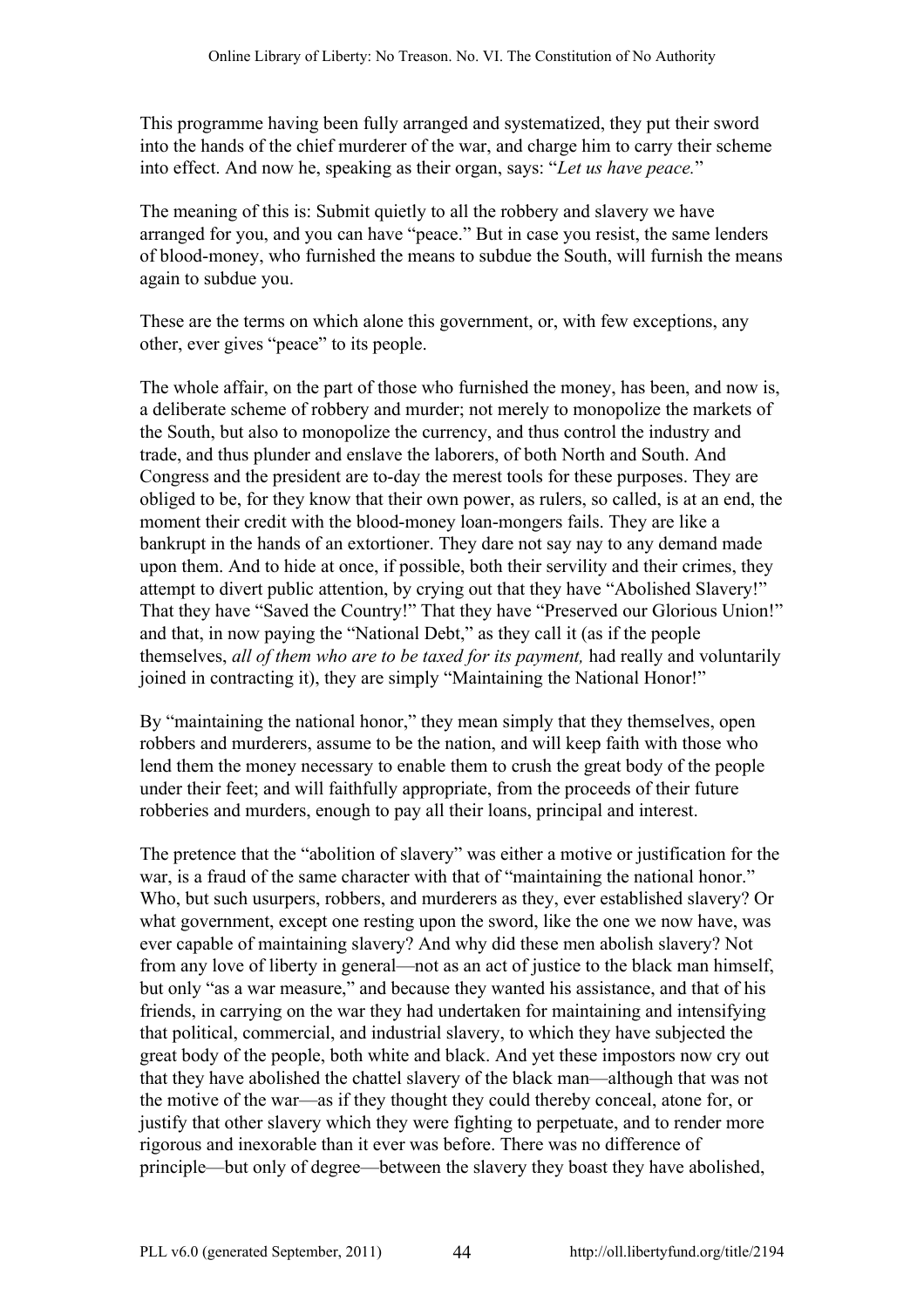This programme having been fully arranged and systematized, they put their sword into the hands of the chief murderer of the war, and charge him to carry their scheme into effect. And now he, speaking as their organ, says: "*Let us have peace.*"

The meaning of this is: Submit quietly to all the robbery and slavery we have arranged for you, and you can have "peace." But in case you resist, the same lenders of blood-money, who furnished the means to subdue the South, will furnish the means again to subdue you.

These are the terms on which alone this government, or, with few exceptions, any other, ever gives "peace" to its people.

The whole affair, on the part of those who furnished the money, has been, and now is, a deliberate scheme of robbery and murder; not merely to monopolize the markets of the South, but also to monopolize the currency, and thus control the industry and trade, and thus plunder and enslave the laborers, of both North and South. And Congress and the president are to-day the merest tools for these purposes. They are obliged to be, for they know that their own power, as rulers, so called, is at an end, the moment their credit with the blood-money loan-mongers fails. They are like a bankrupt in the hands of an extortioner. They dare not say nay to any demand made upon them. And to hide at once, if possible, both their servility and their crimes, they attempt to divert public attention, by crying out that they have "Abolished Slavery!" That they have "Saved the Country!" That they have "Preserved our Glorious Union!" and that, in now paying the "National Debt," as they call it (as if the people themselves, *all of them who are to be taxed for its payment,* had really and voluntarily joined in contracting it), they are simply "Maintaining the National Honor!"

By "maintaining the national honor," they mean simply that they themselves, open robbers and murderers, assume to be the nation, and will keep faith with those who lend them the money necessary to enable them to crush the great body of the people under their feet; and will faithfully appropriate, from the proceeds of their future robberies and murders, enough to pay all their loans, principal and interest.

The pretence that the "abolition of slavery" was either a motive or justification for the war, is a fraud of the same character with that of "maintaining the national honor." Who, but such usurpers, robbers, and murderers as they, ever established slavery? Or what government, except one resting upon the sword, like the one we now have, was ever capable of maintaining slavery? And why did these men abolish slavery? Not from any love of liberty in general—not as an act of justice to the black man himself, but only "as a war measure," and because they wanted his assistance, and that of his friends, in carrying on the war they had undertaken for maintaining and intensifying that political, commercial, and industrial slavery, to which they have subjected the great body of the people, both white and black. And yet these impostors now cry out that they have abolished the chattel slavery of the black man—although that was not the motive of the war—as if they thought they could thereby conceal, atone for, or justify that other slavery which they were fighting to perpetuate, and to render more rigorous and inexorable than it ever was before. There was no difference of principle—but only of degree—between the slavery they boast they have abolished,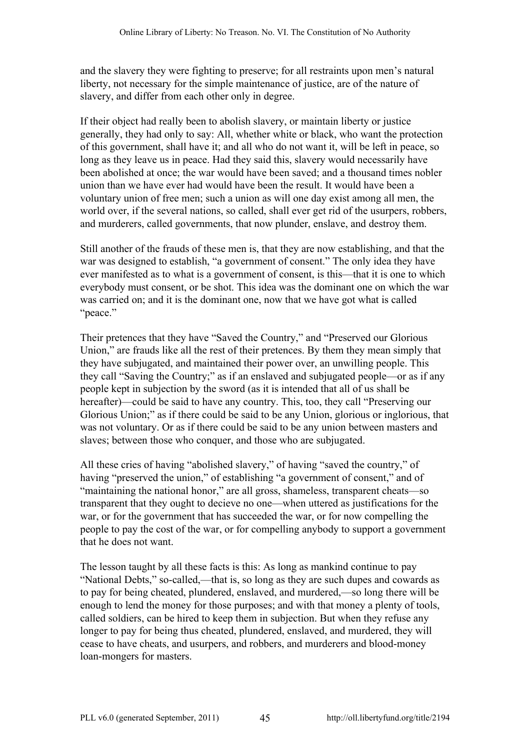and the slavery they were fighting to preserve; for all restraints upon men's natural liberty, not necessary for the simple maintenance of justice, are of the nature of slavery, and differ from each other only in degree.

If their object had really been to abolish slavery, or maintain liberty or justice generally, they had only to say: All, whether white or black, who want the protection of this government, shall have it; and all who do not want it, will be left in peace, so long as they leave us in peace. Had they said this, slavery would necessarily have been abolished at once; the war would have been saved; and a thousand times nobler union than we have ever had would have been the result. It would have been a voluntary union of free men; such a union as will one day exist among all men, the world over, if the several nations, so called, shall ever get rid of the usurpers, robbers, and murderers, called governments, that now plunder, enslave, and destroy them.

Still another of the frauds of these men is, that they are now establishing, and that the war was designed to establish, "a government of consent." The only idea they have ever manifested as to what is a government of consent, is this—that it is one to which everybody must consent, or be shot. This idea was the dominant one on which the war was carried on; and it is the dominant one, now that we have got what is called "peace."

Their pretences that they have "Saved the Country," and "Preserved our Glorious Union," are frauds like all the rest of their pretences. By them they mean simply that they have subjugated, and maintained their power over, an unwilling people. This they call "Saving the Country;" as if an enslaved and subjugated people—or as if any people kept in subjection by the sword (as it is intended that all of us shall be hereafter)—could be said to have any country. This, too, they call "Preserving our Glorious Union;" as if there could be said to be any Union, glorious or inglorious, that was not voluntary. Or as if there could be said to be any union between masters and slaves; between those who conquer, and those who are subjugated.

All these cries of having "abolished slavery," of having "saved the country," of having "preserved the union," of establishing "a government of consent," and of "maintaining the national honor," are all gross, shameless, transparent cheats—so transparent that they ought to decieve no one—when uttered as justifications for the war, or for the government that has succeeded the war, or for now compelling the people to pay the cost of the war, or for compelling anybody to support a government that he does not want.

The lesson taught by all these facts is this: As long as mankind continue to pay "National Debts," so-called,—that is, so long as they are such dupes and cowards as to pay for being cheated, plundered, enslaved, and murdered,—so long there will be enough to lend the money for those purposes; and with that money a plenty of tools, called soldiers, can be hired to keep them in subjection. But when they refuse any longer to pay for being thus cheated, plundered, enslaved, and murdered, they will cease to have cheats, and usurpers, and robbers, and murderers and blood-money loan-mongers for masters.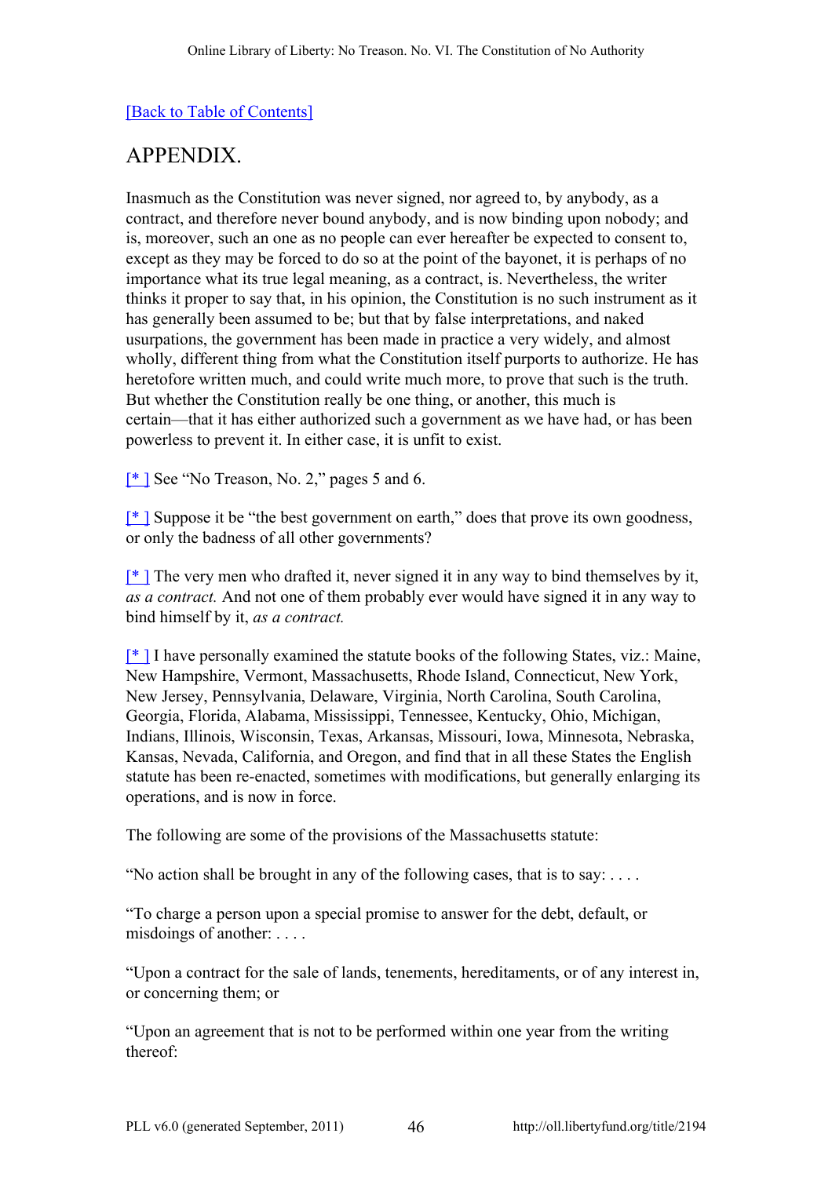[Back to Table of Contents]

## APPENDIX.

Inasmuch as the Constitution was never signed, nor agreed to, by anybody, as a contract, and therefore never bound anybody, and is now binding upon nobody; and is, moreover, such an one as no people can ever hereafter be expected to consent to, except as they may be forced to do so at the point of the bayonet, it is perhaps of no importance what its true legal meaning, as a contract, is. Nevertheless, the writer thinks it proper to say that, in his opinion, the Constitution is no such instrument as it has generally been assumed to be; but that by false interpretations, and naked usurpations, the government has been made in practice a very widely, and almost wholly, different thing from what the Constitution itself purports to authorize. He has heretofore written much, and could write much more, to prove that such is the truth. But whether the Constitution really be one thing, or another, this much is certain—that it has either authorized such a government as we have had, or has been powerless to prevent it. In either case, it is unfit to exist.

[* ] See "No Treason, No. 2," pages 5 and 6.

[* ] Suppose it be "the best government on earth," does that prove its own goodness, or only the badness of all other governments?

[* ] The very men who drafted it, never signed it in any way to bind themselves by it, *as a contract.* And not one of them probably ever would have signed it in any way to bind himself by it, *as a contract.*

[* ] I have personally examined the statute books of the following States, viz.: Maine, New Hampshire, Vermont, Massachusetts, Rhode Island, Connecticut, New York, New Jersey, Pennsylvania, Delaware, Virginia, North Carolina, South Carolina, Georgia, Florida, Alabama, Mississippi, Tennessee, Kentucky, Ohio, Michigan, Indians, Illinois, Wisconsin, Texas, Arkansas, Missouri, Iowa, Minnesota, Nebraska, Kansas, Nevada, California, and Oregon, and find that in all these States the English statute has been re-enacted, sometimes with modifications, but generally enlarging its operations, and is now in force.

The following are some of the provisions of the Massachusetts statute:

"No action shall be brought in any of the following cases, that is to say: . . . .

"To charge a person upon a special promise to answer for the debt, default, or misdoings of another: . . . .

"Upon a contract for the sale of lands, tenements, hereditaments, or of any interest in, or concerning them; or

"Upon an agreement that is not to be performed within one year from the writing thereof: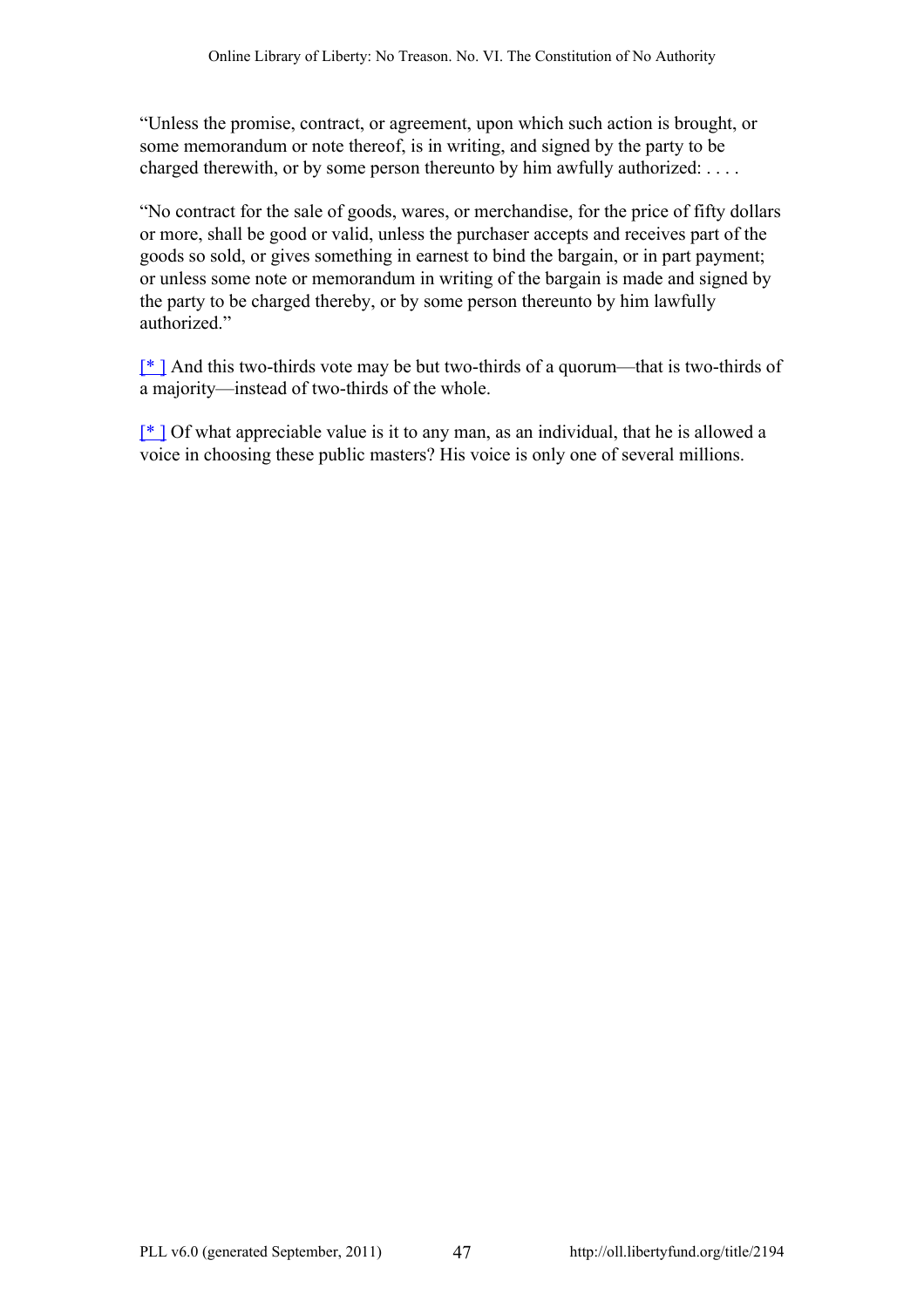"Unless the promise, contract, or agreement, upon which such action is brought, or some memorandum or note thereof, is in writing, and signed by the party to be charged therewith, or by some person thereunto by him awfully authorized: . . . .

"No contract for the sale of goods, wares, or merchandise, for the price of fifty dollars or more, shall be good or valid, unless the purchaser accepts and receives part of the goods so sold, or gives something in earnest to bind the bargain, or in part payment; or unless some note or memorandum in writing of the bargain is made and signed by the party to be charged thereby, or by some person thereunto by him lawfully authorized."

[* ] And this two-thirds vote may be but two-thirds of a quorum—that is two-thirds of a majority—instead of two-thirds of the whole.

[* ] Of what appreciable value is it to any man, as an individual, that he is allowed a voice in choosing these public masters? His voice is only one of several millions.